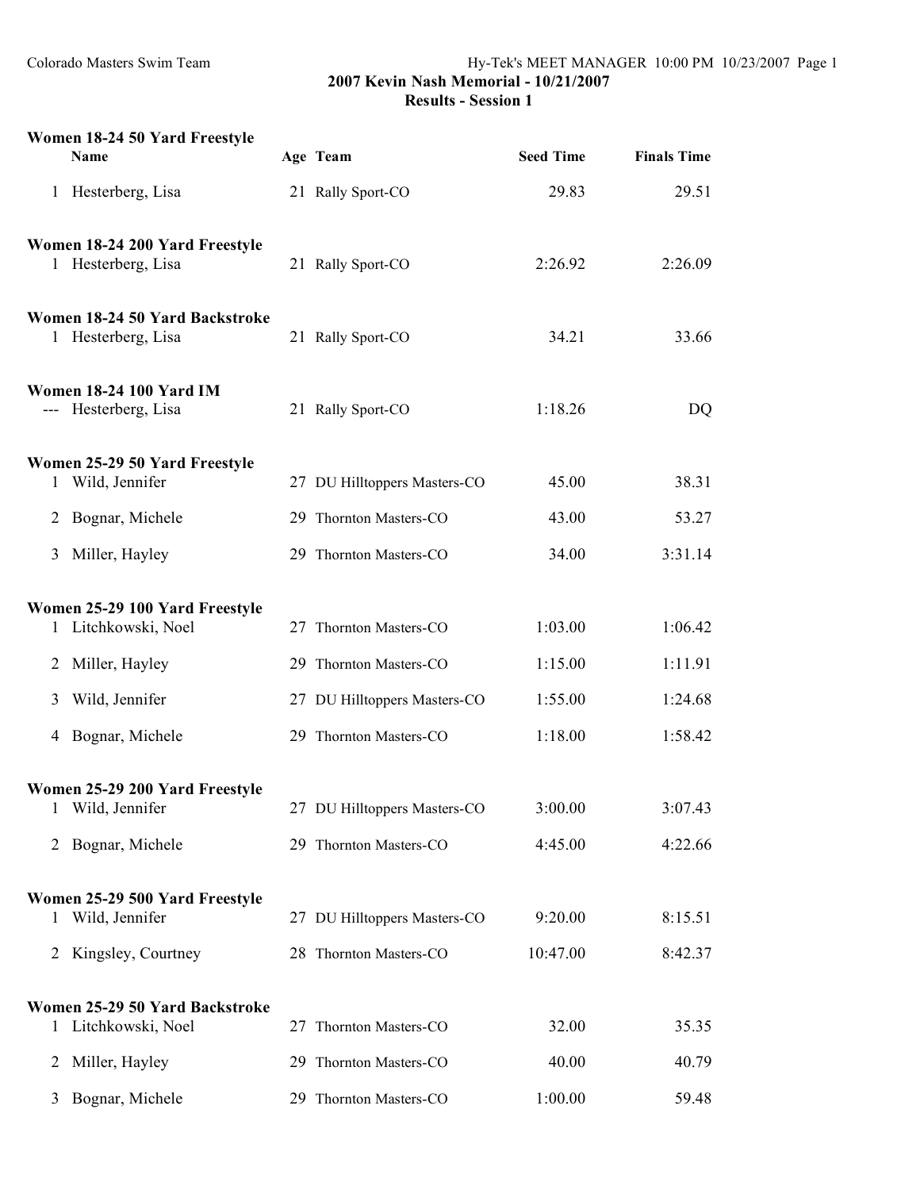## 2007 Kevin Nash Memorial - 10/21/2007

### Results - Session 1

**Women 18-24 50 Yard Freestyle**

| | Name | Age | Team | Seed Time | Finals Time |
|---|---|---|---|---|---|
| 1 | Hesterberg, Lisa | 21 | Rally Sport-CO | 29.83 | 29.51 |

**Women 18-24 200 Yard Freestyle**

| | Name | Age | Team | Seed Time | Finals Time |
|---|---|---|---|---|---|
| 1 | Hesterberg, Lisa | 21 | Rally Sport-CO | 2:26.92 | 2:26.09 |

**Women 18-24 50 Yard Backstroke**

| | Name | Age | Team | Seed Time | Finals Time |
|---|---|---|---|---|---|
| 1 | Hesterberg, Lisa | 21 | Rally Sport-CO | 34.21 | 33.66 |

**Women 18-24 100 Yard IM**

| | Name | Age | Team | Seed Time | Finals Time |
|---|---|---|---|---|---|
| --- | Hesterberg, Lisa | 21 | Rally Sport-CO | 1:18.26 | DQ |

**Women 25-29 50 Yard Freestyle**

| | Name | Age | Team | Seed Time | Finals Time |
|---|---|---|---|---|---|
| 1 | Wild, Jennifer | 27 | DU Hilltoppers Masters-CO | 45.00 | 38.31 |
| 2 | Bognar, Michele | 29 | Thornton Masters-CO | 43.00 | 53.27 |
| 3 | Miller, Hayley | 29 | Thornton Masters-CO | 34.00 | 3:31.14 |

**Women 25-29 100 Yard Freestyle**

| | Name | Age | Team | Seed Time | Finals Time |
|---|---|---|---|---|---|
| 1 | Litchkowski, Noel | 27 | Thornton Masters-CO | 1:03.00 | 1:06.42 |
| 2 | Miller, Hayley | 29 | Thornton Masters-CO | 1:15.00 | 1:11.91 |
| 3 | Wild, Jennifer | 27 | DU Hilltoppers Masters-CO | 1:55.00 | 1:24.68 |
| 4 | Bognar, Michele | 29 | Thornton Masters-CO | 1:18.00 | 1:58.42 |

**Women 25-29 200 Yard Freestyle**

| | Name | Age | Team | Seed Time | Finals Time |
|---|---|---|---|---|---|
| 1 | Wild, Jennifer | 27 | DU Hilltoppers Masters-CO | 3:00.00 | 3:07.43 |
| 2 | Bognar, Michele | 29 | Thornton Masters-CO | 4:45.00 | 4:22.66 |

**Women 25-29 500 Yard Freestyle**

| | Name | Age | Team | Seed Time | Finals Time |
|---|---|---|---|---|---|
| 1 | Wild, Jennifer | 27 | DU Hilltoppers Masters-CO | 9:20.00 | 8:15.51 |
| 2 | Kingsley, Courtney | 28 | Thornton Masters-CO | 10:47.00 | 8:42.37 |

**Women 25-29 50 Yard Backstroke**

| | Name | Age | Team | Seed Time | Finals Time |
|---|---|---|---|---|---|
| 1 | Litchkowski, Noel | 27 | Thornton Masters-CO | 32.00 | 35.35 |
| 2 | Miller, Hayley | 29 | Thornton Masters-CO | 40.00 | 40.79 |
| 3 | Bognar, Michele | 29 | Thornton Masters-CO | 1:00.00 | 59.48 |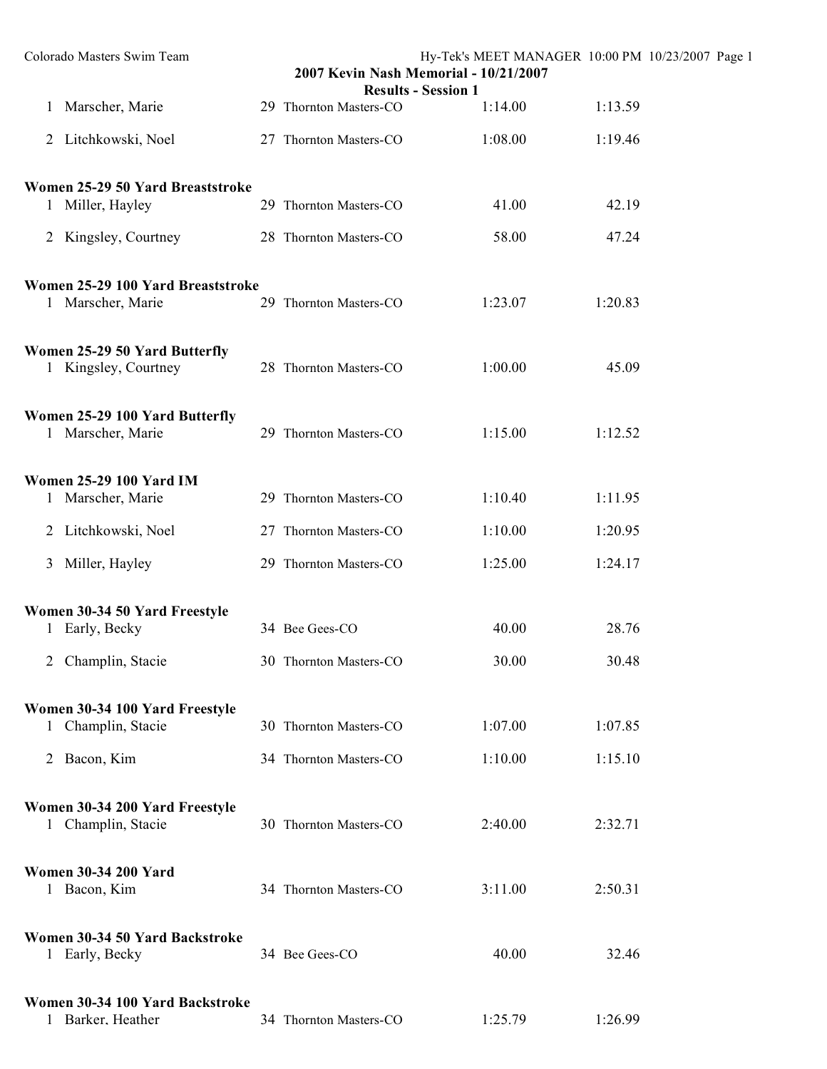## 2007 Kevin Nash Memorial - 10/21/2007

### Results - Session 1

| | Name | Age | Team | Seed | Finals |
|---|---|---|---|---|---|
| 1 | Marscher, Marie | 29 | Thornton Masters-CO | 1:14.00 | 1:13.59 |
| 2 | Litchkowski, Noel | 27 | Thornton Masters-CO | 1:08.00 | 1:19.46 |

**Women 25-29 50 Yard Breaststroke**

| | Name | Age | Team | Seed | Finals |
|---|---|---|---|---|---|
| 1 | Miller, Hayley | 29 | Thornton Masters-CO | 41.00 | 42.19 |
| 2 | Kingsley, Courtney | 28 | Thornton Masters-CO | 58.00 | 47.24 |

**Women 25-29 100 Yard Breaststroke**

| | Name | Age | Team | Seed | Finals |
|---|---|---|---|---|---|
| 1 | Marscher, Marie | 29 | Thornton Masters-CO | 1:23.07 | 1:20.83 |

**Women 25-29 50 Yard Butterfly**

| | Name | Age | Team | Seed | Finals |
|---|---|---|---|---|---|
| 1 | Kingsley, Courtney | 28 | Thornton Masters-CO | 1:00.00 | 45.09 |

**Women 25-29 100 Yard Butterfly**

| | Name | Age | Team | Seed | Finals |
|---|---|---|---|---|---|
| 1 | Marscher, Marie | 29 | Thornton Masters-CO | 1:15.00 | 1:12.52 |

**Women 25-29 100 Yard IM**

| | Name | Age | Team | Seed | Finals |
|---|---|---|---|---|---|
| 1 | Marscher, Marie | 29 | Thornton Masters-CO | 1:10.40 | 1:11.95 |
| 2 | Litchkowski, Noel | 27 | Thornton Masters-CO | 1:10.00 | 1:20.95 |
| 3 | Miller, Hayley | 29 | Thornton Masters-CO | 1:25.00 | 1:24.17 |

**Women 30-34 50 Yard Freestyle**

| | Name | Age | Team | Seed | Finals |
|---|---|---|---|---|---|
| 1 | Early, Becky | 34 | Bee Gees-CO | 40.00 | 28.76 |
| 2 | Champlin, Stacie | 30 | Thornton Masters-CO | 30.00 | 30.48 |

**Women 30-34 100 Yard Freestyle**

| | Name | Age | Team | Seed | Finals |
|---|---|---|---|---|---|
| 1 | Champlin, Stacie | 30 | Thornton Masters-CO | 1:07.00 | 1:07.85 |
| 2 | Bacon, Kim | 34 | Thornton Masters-CO | 1:10.00 | 1:15.10 |

**Women 30-34 200 Yard Freestyle**

| | Name | Age | Team | Seed | Finals |
|---|---|---|---|---|---|
| 1 | Champlin, Stacie | 30 | Thornton Masters-CO | 2:40.00 | 2:32.71 |

**Women 30-34 200 Yard**

| | Name | Age | Team | Seed | Finals |
|---|---|---|---|---|---|
| 1 | Bacon, Kim | 34 | Thornton Masters-CO | 3:11.00 | 2:50.31 |

**Women 30-34 50 Yard Backstroke**

| | Name | Age | Team | Seed | Finals |
|---|---|---|---|---|---|
| 1 | Early, Becky | 34 | Bee Gees-CO | 40.00 | 32.46 |

**Women 30-34 100 Yard Backstroke**

| | Name | Age | Team | Seed | Finals |
|---|---|---|---|---|---|
| 1 | Barker, Heather | 34 | Thornton Masters-CO | 1:25.79 | 1:26.99 |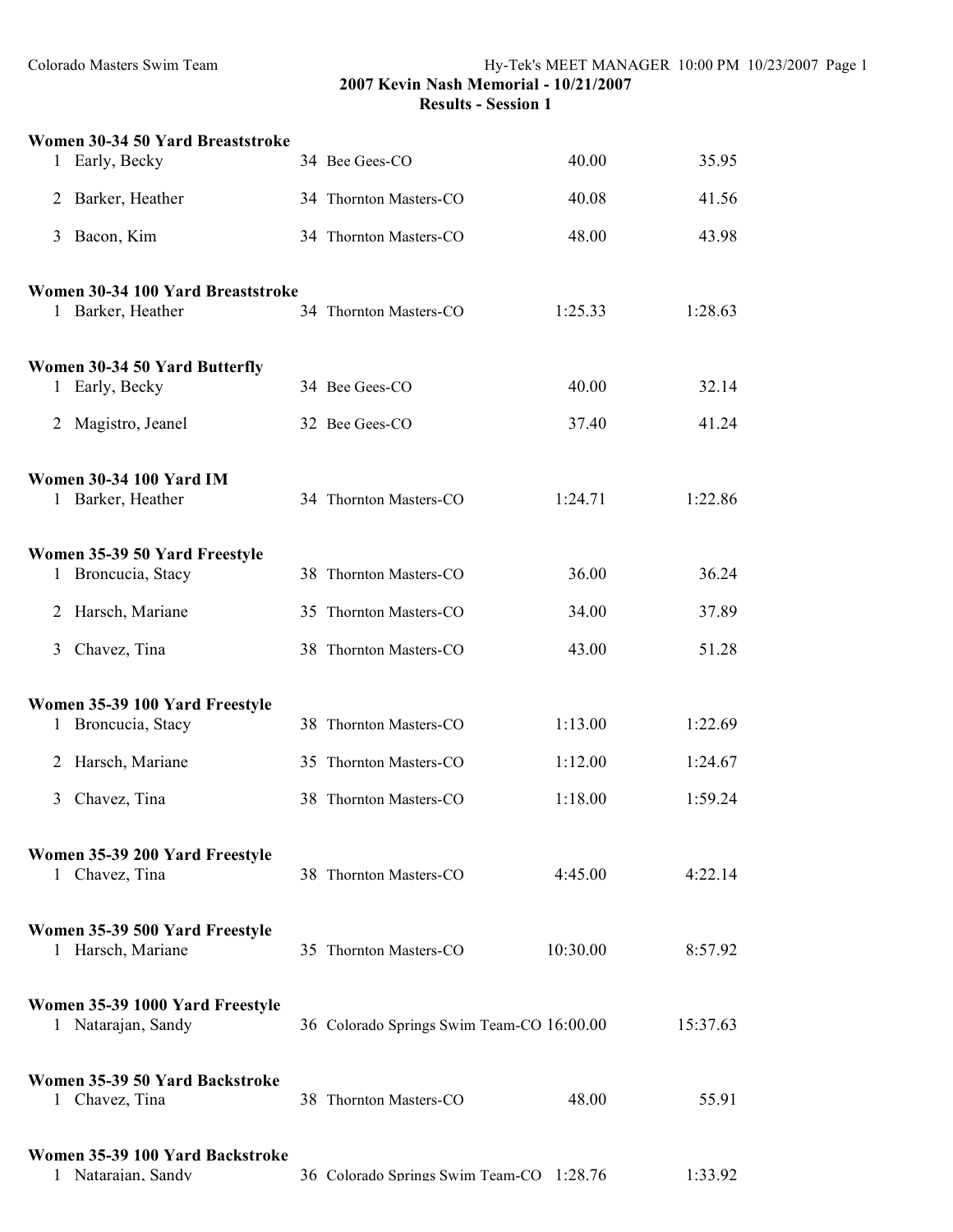**2007 Kevin Nash Memorial - 10/21/2007**
**Results - Session 1**

**Women 30-34 50 Yard Breaststroke**

| | Name | Age | Team | Seed | Finals |
|---|---|---|---|---|---|
| 1 | Early, Becky | 34 | Bee Gees-CO | 40.00 | 35.95 |
| 2 | Barker, Heather | 34 | Thornton Masters-CO | 40.08 | 41.56 |
| 3 | Bacon, Kim | 34 | Thornton Masters-CO | 48.00 | 43.98 |

**Women 30-34 100 Yard Breaststroke**

| | Name | Age | Team | Seed | Finals |
|---|---|---|---|---|---|
| 1 | Barker, Heather | 34 | Thornton Masters-CO | 1:25.33 | 1:28.63 |

**Women 30-34 50 Yard Butterfly**

| | Name | Age | Team | Seed | Finals |
|---|---|---|---|---|---|
| 1 | Early, Becky | 34 | Bee Gees-CO | 40.00 | 32.14 |
| 2 | Magistro, Jeanel | 32 | Bee Gees-CO | 37.40 | 41.24 |

**Women 30-34 100 Yard IM**

| | Name | Age | Team | Seed | Finals |
|---|---|---|---|---|---|
| 1 | Barker, Heather | 34 | Thornton Masters-CO | 1:24.71 | 1:22.86 |

**Women 35-39 50 Yard Freestyle**

| | Name | Age | Team | Seed | Finals |
|---|---|---|---|---|---|
| 1 | Broncucia, Stacy | 38 | Thornton Masters-CO | 36.00 | 36.24 |
| 2 | Harsch, Mariane | 35 | Thornton Masters-CO | 34.00 | 37.89 |
| 3 | Chavez, Tina | 38 | Thornton Masters-CO | 43.00 | 51.28 |

**Women 35-39 100 Yard Freestyle**

| | Name | Age | Team | Seed | Finals |
|---|---|---|---|---|---|
| 1 | Broncucia, Stacy | 38 | Thornton Masters-CO | 1:13.00 | 1:22.69 |
| 2 | Harsch, Mariane | 35 | Thornton Masters-CO | 1:12.00 | 1:24.67 |
| 3 | Chavez, Tina | 38 | Thornton Masters-CO | 1:18.00 | 1:59.24 |

**Women 35-39 200 Yard Freestyle**

| | Name | Age | Team | Seed | Finals |
|---|---|---|---|---|---|
| 1 | Chavez, Tina | 38 | Thornton Masters-CO | 4:45.00 | 4:22.14 |

**Women 35-39 500 Yard Freestyle**

| | Name | Age | Team | Seed | Finals |
|---|---|---|---|---|---|
| 1 | Harsch, Mariane | 35 | Thornton Masters-CO | 10:30.00 | 8:57.92 |

**Women 35-39 1000 Yard Freestyle**

| | Name | Age | Team | Seed | Finals |
|---|---|---|---|---|---|
| 1 | Natarajan, Sandy | 36 | Colorado Springs Swim Team-CO | 16:00.00 | 15:37.63 |

**Women 35-39 50 Yard Backstroke**

| | Name | Age | Team | Seed | Finals |
|---|---|---|---|---|---|
| 1 | Chavez, Tina | 38 | Thornton Masters-CO | 48.00 | 55.91 |

**Women 35-39 100 Yard Backstroke**

| | Name | Age | Team | Seed | Finals |
|---|---|---|---|---|---|
| 1 | Natarajan, Sandy | 36 | Colorado Springs Swim Team-CO | 1:28.76 | 1:33.92 |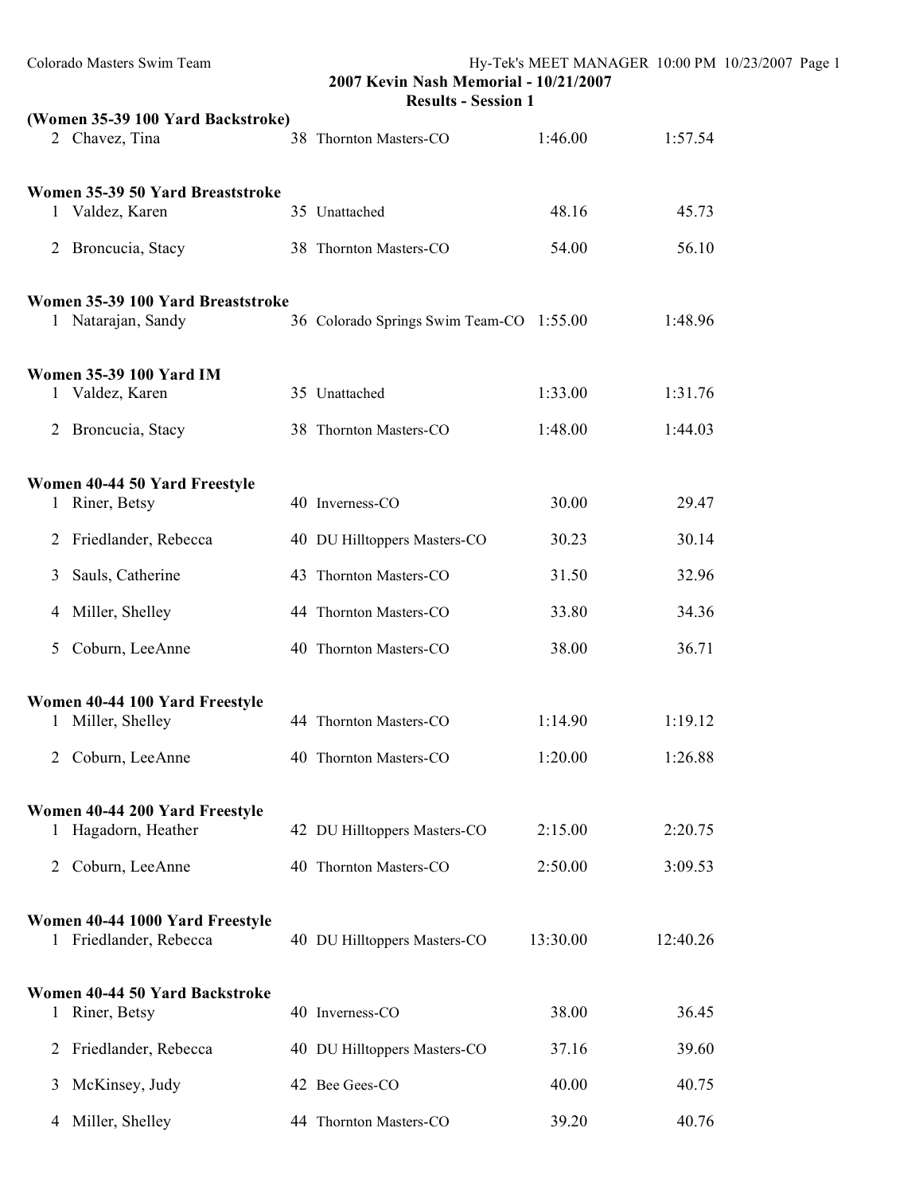**(Women 35-39 100 Yard Backstroke)**

| | Name | Age | Team | Seed Time | Finals Time |
|---|---|---|---|---|---|
| 2 | Chavez, Tina | 38 | Thornton Masters-CO | 1:46.00 | 1:57.54 |

**Women 35-39 50 Yard Breaststroke**

| | Name | Age | Team | Seed Time | Finals Time |
|---|---|---|---|---|---|
| 1 | Valdez, Karen | 35 | Unattached | 48.16 | 45.73 |
| 2 | Broncucia, Stacy | 38 | Thornton Masters-CO | 54.00 | 56.10 |

**Women 35-39 100 Yard Breaststroke**

| | Name | Age | Team | Seed Time | Finals Time |
|---|---|---|---|---|---|
| 1 | Natarajan, Sandy | 36 | Colorado Springs Swim Team-CO | 1:55.00 | 1:48.96 |

**Women 35-39 100 Yard IM**

| | Name | Age | Team | Seed Time | Finals Time |
|---|---|---|---|---|---|
| 1 | Valdez, Karen | 35 | Unattached | 1:33.00 | 1:31.76 |
| 2 | Broncucia, Stacy | 38 | Thornton Masters-CO | 1:48.00 | 1:44.03 |

**Women 40-44 50 Yard Freestyle**

| | Name | Age | Team | Seed Time | Finals Time |
|---|---|---|---|---|---|
| 1 | Riner, Betsy | 40 | Inverness-CO | 30.00 | 29.47 |
| 2 | Friedlander, Rebecca | 40 | DU Hilltoppers Masters-CO | 30.23 | 30.14 |
| 3 | Sauls, Catherine | 43 | Thornton Masters-CO | 31.50 | 32.96 |
| 4 | Miller, Shelley | 44 | Thornton Masters-CO | 33.80 | 34.36 |
| 5 | Coburn, LeeAnne | 40 | Thornton Masters-CO | 38.00 | 36.71 |

**Women 40-44 100 Yard Freestyle**

| | Name | Age | Team | Seed Time | Finals Time |
|---|---|---|---|---|---|
| 1 | Miller, Shelley | 44 | Thornton Masters-CO | 1:14.90 | 1:19.12 |
| 2 | Coburn, LeeAnne | 40 | Thornton Masters-CO | 1:20.00 | 1:26.88 |

**Women 40-44 200 Yard Freestyle**

| | Name | Age | Team | Seed Time | Finals Time |
|---|---|---|---|---|---|
| 1 | Hagadorn, Heather | 42 | DU Hilltoppers Masters-CO | 2:15.00 | 2:20.75 |
| 2 | Coburn, LeeAnne | 40 | Thornton Masters-CO | 2:50.00 | 3:09.53 |

**Women 40-44 1000 Yard Freestyle**

| | Name | Age | Team | Seed Time | Finals Time |
|---|---|---|---|---|---|
| 1 | Friedlander, Rebecca | 40 | DU Hilltoppers Masters-CO | 13:30.00 | 12:40.26 |

**Women 40-44 50 Yard Backstroke**

| | Name | Age | Team | Seed Time | Finals Time |
|---|---|---|---|---|---|
| 1 | Riner, Betsy | 40 | Inverness-CO | 38.00 | 36.45 |
| 2 | Friedlander, Rebecca | 40 | DU Hilltoppers Masters-CO | 37.16 | 39.60 |
| 3 | McKinsey, Judy | 42 | Bee Gees-CO | 40.00 | 40.75 |
| 4 | Miller, Shelley | 44 | Thornton Masters-CO | 39.20 | 40.76 |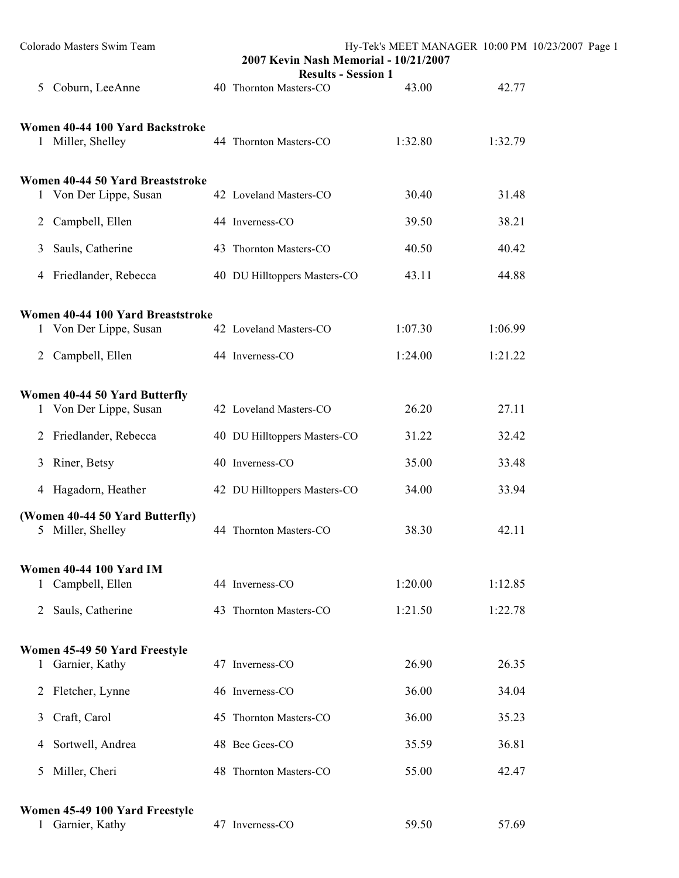**2007 Kevin Nash Memorial - 10/21/2007**

**Results - Session 1**

| | Name | Age | Team | Seed Time | Finals Time |
|---|---|---|---|---|---|
| 5 | Coburn, LeeAnne | 40 | Thornton Masters-CO | 43.00 | 42.77 |

**Women 40-44 100 Yard Backstroke**

| | Name | Age | Team | Seed Time | Finals Time |
|---|---|---|---|---|---|
| 1 | Miller, Shelley | 44 | Thornton Masters-CO | 1:32.80 | 1:32.79 |

**Women 40-44 50 Yard Breaststroke**

| | Name | Age | Team | Seed Time | Finals Time |
|---|---|---|---|---|---|
| 1 | Von Der Lippe, Susan | 42 | Loveland Masters-CO | 30.40 | 31.48 |
| 2 | Campbell, Ellen | 44 | Inverness-CO | 39.50 | 38.21 |
| 3 | Sauls, Catherine | 43 | Thornton Masters-CO | 40.50 | 40.42 |
| 4 | Friedlander, Rebecca | 40 | DU Hilltoppers Masters-CO | 43.11 | 44.88 |

**Women 40-44 100 Yard Breaststroke**

| | Name | Age | Team | Seed Time | Finals Time |
|---|---|---|---|---|---|
| 1 | Von Der Lippe, Susan | 42 | Loveland Masters-CO | 1:07.30 | 1:06.99 |
| 2 | Campbell, Ellen | 44 | Inverness-CO | 1:24.00 | 1:21.22 |

**Women 40-44 50 Yard Butterfly**

| | Name | Age | Team | Seed Time | Finals Time |
|---|---|---|---|---|---|
| 1 | Von Der Lippe, Susan | 42 | Loveland Masters-CO | 26.20 | 27.11 |
| 2 | Friedlander, Rebecca | 40 | DU Hilltoppers Masters-CO | 31.22 | 32.42 |
| 3 | Riner, Betsy | 40 | Inverness-CO | 35.00 | 33.48 |
| 4 | Hagadorn, Heather | 42 | DU Hilltoppers Masters-CO | 34.00 | 33.94 |

**(Women 40-44 50 Yard Butterfly)**

| | Name | Age | Team | Seed Time | Finals Time |
|---|---|---|---|---|---|
| 5 | Miller, Shelley | 44 | Thornton Masters-CO | 38.30 | 42.11 |

**Women 40-44 100 Yard IM**

| | Name | Age | Team | Seed Time | Finals Time |
|---|---|---|---|---|---|
| 1 | Campbell, Ellen | 44 | Inverness-CO | 1:20.00 | 1:12.85 |
| 2 | Sauls, Catherine | 43 | Thornton Masters-CO | 1:21.50 | 1:22.78 |

**Women 45-49 50 Yard Freestyle**

| | Name | Age | Team | Seed Time | Finals Time |
|---|---|---|---|---|---|
| 1 | Garnier, Kathy | 47 | Inverness-CO | 26.90 | 26.35 |
| 2 | Fletcher, Lynne | 46 | Inverness-CO | 36.00 | 34.04 |
| 3 | Craft, Carol | 45 | Thornton Masters-CO | 36.00 | 35.23 |
| 4 | Sortwell, Andrea | 48 | Bee Gees-CO | 35.59 | 36.81 |
| 5 | Miller, Cheri | 48 | Thornton Masters-CO | 55.00 | 42.47 |

**Women 45-49 100 Yard Freestyle**

| | Name | Age | Team | Seed Time | Finals Time |
|---|---|---|---|---|---|
| 1 | Garnier, Kathy | 47 | Inverness-CO | 59.50 | 57.69 |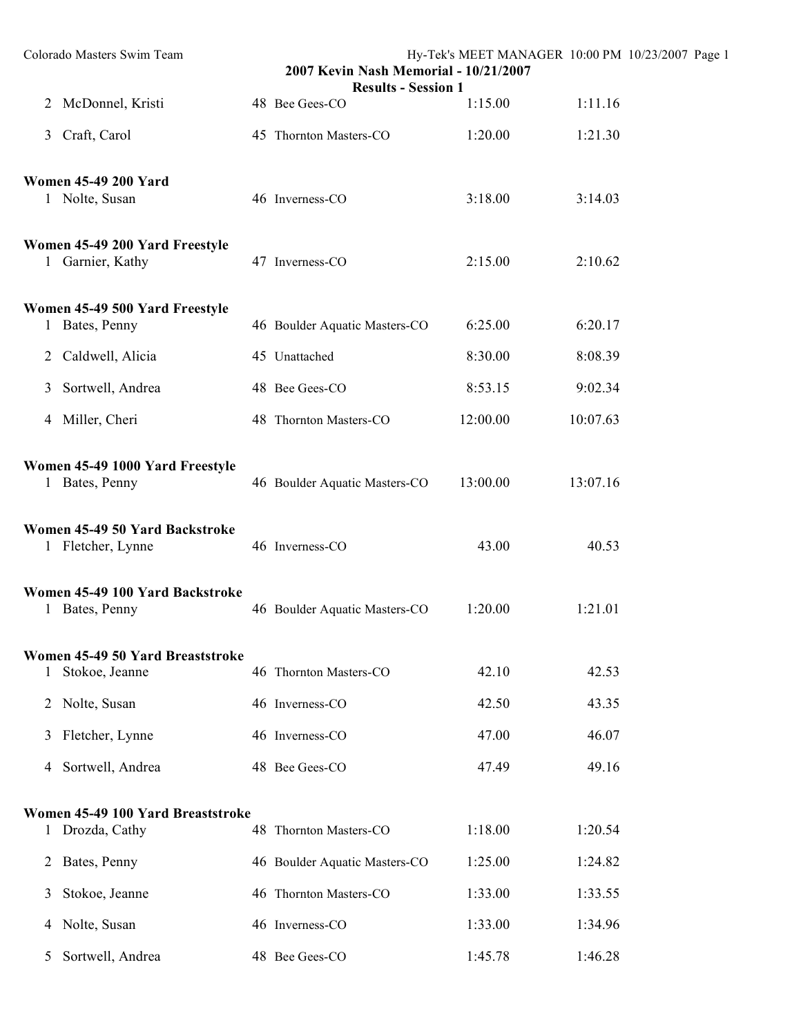| | | | | | |
|---|---|---|---|---|---|
| 2 | McDonnel, Kristi | 48 | Bee Gees-CO | 1:15.00 | 1:11.16 |
| 3 | Craft, Carol | 45 | Thornton Masters-CO | 1:20.00 | 1:21.30 |

**Women 45-49 200 Yard**

| | | | | | |
|---|---|---|---|---|---|
| 1 | Nolte, Susan | 46 | Inverness-CO | 3:18.00 | 3:14.03 |

**Women 45-49 200 Yard Freestyle**

| | | | | | |
|---|---|---|---|---|---|
| 1 | Garnier, Kathy | 47 | Inverness-CO | 2:15.00 | 2:10.62 |

**Women 45-49 500 Yard Freestyle**

| | | | | | |
|---|---|---|---|---|---|
| 1 | Bates, Penny | 46 | Boulder Aquatic Masters-CO | 6:25.00 | 6:20.17 |
| 2 | Caldwell, Alicia | 45 | Unattached | 8:30.00 | 8:08.39 |
| 3 | Sortwell, Andrea | 48 | Bee Gees-CO | 8:53.15 | 9:02.34 |
| 4 | Miller, Cheri | 48 | Thornton Masters-CO | 12:00.00 | 10:07.63 |

**Women 45-49 1000 Yard Freestyle**

| | | | | | |
|---|---|---|---|---|---|
| 1 | Bates, Penny | 46 | Boulder Aquatic Masters-CO | 13:00.00 | 13:07.16 |

**Women 45-49 50 Yard Backstroke**

| | | | | | |
|---|---|---|---|---|---|
| 1 | Fletcher, Lynne | 46 | Inverness-CO | 43.00 | 40.53 |

**Women 45-49 100 Yard Backstroke**

| | | | | | |
|---|---|---|---|---|---|
| 1 | Bates, Penny | 46 | Boulder Aquatic Masters-CO | 1:20.00 | 1:21.01 |

**Women 45-49 50 Yard Breaststroke**

| | | | | | |
|---|---|---|---|---|---|
| 1 | Stokoe, Jeanne | 46 | Thornton Masters-CO | 42.10 | 42.53 |
| 2 | Nolte, Susan | 46 | Inverness-CO | 42.50 | 43.35 |
| 3 | Fletcher, Lynne | 46 | Inverness-CO | 47.00 | 46.07 |
| 4 | Sortwell, Andrea | 48 | Bee Gees-CO | 47.49 | 49.16 |

**Women 45-49 100 Yard Breaststroke**

| | | | | | |
|---|---|---|---|---|---|
| 1 | Drozda, Cathy | 48 | Thornton Masters-CO | 1:18.00 | 1:20.54 |
| 2 | Bates, Penny | 46 | Boulder Aquatic Masters-CO | 1:25.00 | 1:24.82 |
| 3 | Stokoe, Jeanne | 46 | Thornton Masters-CO | 1:33.00 | 1:33.55 |
| 4 | Nolte, Susan | 46 | Inverness-CO | 1:33.00 | 1:34.96 |
| 5 | Sortwell, Andrea | 48 | Bee Gees-CO | 1:45.78 | 1:46.28 |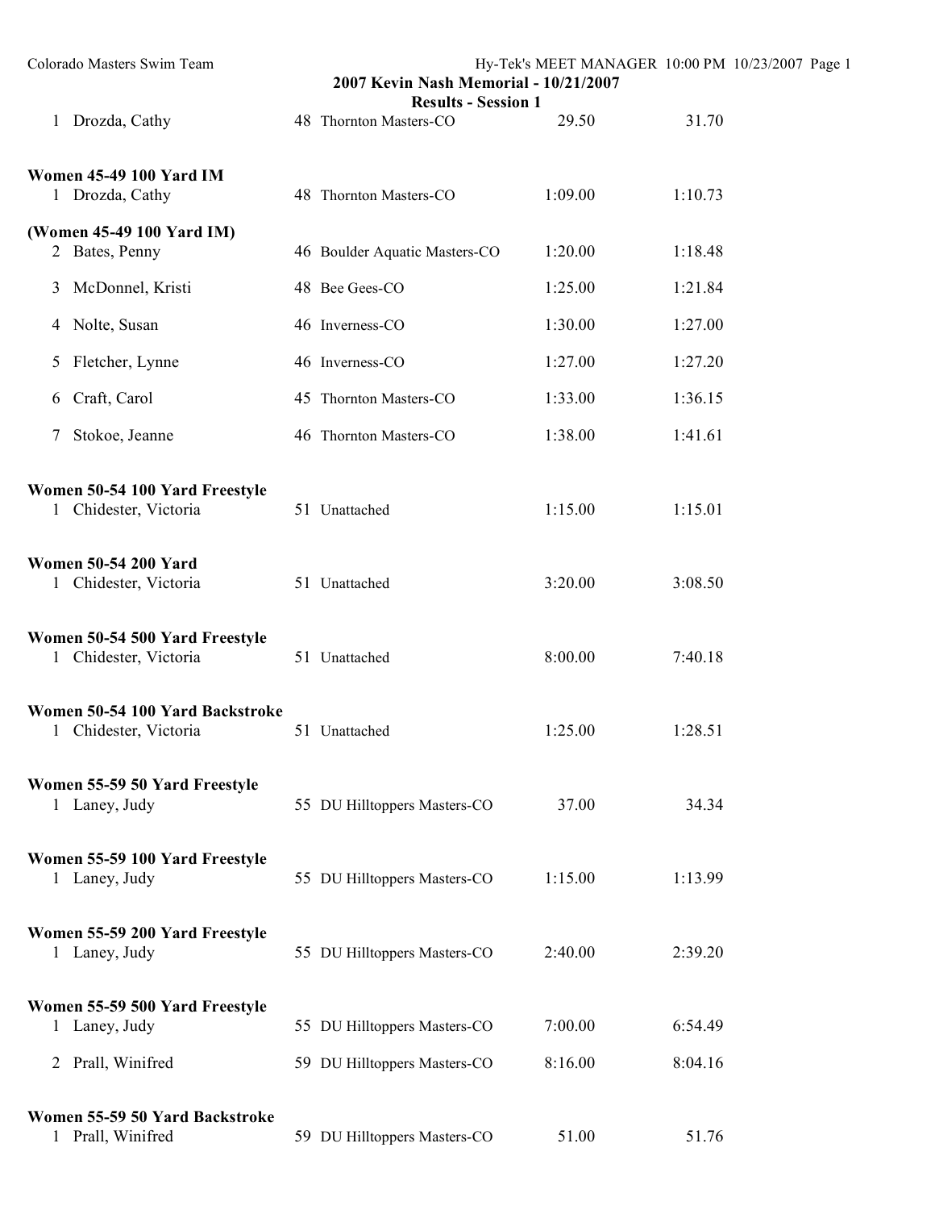2007 Kevin Nash Memorial - 10/21/2007

Results - Session 1

| | Name | Age | Team | Seed Time | Finals Time |
|---|---|---|---|---|---|
| 1 | Drozda, Cathy | 48 | Thornton Masters-CO | 29.50 | 31.70 |

**Women 45-49 100 Yard IM**

| | Name | Age | Team | Seed Time | Finals Time |
|---|---|---|---|---|---|
| 1 | Drozda, Cathy | 48 | Thornton Masters-CO | 1:09.00 | 1:10.73 |

**(Women 45-49 100 Yard IM)**

| | Name | Age | Team | Seed Time | Finals Time |
|---|---|---|---|---|---|
| 2 | Bates, Penny | 46 | Boulder Aquatic Masters-CO | 1:20.00 | 1:18.48 |
| 3 | McDonnel, Kristi | 48 | Bee Gees-CO | 1:25.00 | 1:21.84 |
| 4 | Nolte, Susan | 46 | Inverness-CO | 1:30.00 | 1:27.00 |
| 5 | Fletcher, Lynne | 46 | Inverness-CO | 1:27.00 | 1:27.20 |
| 6 | Craft, Carol | 45 | Thornton Masters-CO | 1:33.00 | 1:36.15 |
| 7 | Stokoe, Jeanne | 46 | Thornton Masters-CO | 1:38.00 | 1:41.61 |

**Women 50-54 100 Yard Freestyle**

| | Name | Age | Team | Seed Time | Finals Time |
|---|---|---|---|---|---|
| 1 | Chidester, Victoria | 51 | Unattached | 1:15.00 | 1:15.01 |

**Women 50-54 200 Yard**

| | Name | Age | Team | Seed Time | Finals Time |
|---|---|---|---|---|---|
| 1 | Chidester, Victoria | 51 | Unattached | 3:20.00 | 3:08.50 |

**Women 50-54 500 Yard Freestyle**

| | Name | Age | Team | Seed Time | Finals Time |
|---|---|---|---|---|---|
| 1 | Chidester, Victoria | 51 | Unattached | 8:00.00 | 7:40.18 |

**Women 50-54 100 Yard Backstroke**

| | Name | Age | Team | Seed Time | Finals Time |
|---|---|---|---|---|---|
| 1 | Chidester, Victoria | 51 | Unattached | 1:25.00 | 1:28.51 |

**Women 55-59 50 Yard Freestyle**

| | Name | Age | Team | Seed Time | Finals Time |
|---|---|---|---|---|---|
| 1 | Laney, Judy | 55 | DU Hilltoppers Masters-CO | 37.00 | 34.34 |

**Women 55-59 100 Yard Freestyle**

| | Name | Age | Team | Seed Time | Finals Time |
|---|---|---|---|---|---|
| 1 | Laney, Judy | 55 | DU Hilltoppers Masters-CO | 1:15.00 | 1:13.99 |

**Women 55-59 200 Yard Freestyle**

| | Name | Age | Team | Seed Time | Finals Time |
|---|---|---|---|---|---|
| 1 | Laney, Judy | 55 | DU Hilltoppers Masters-CO | 2:40.00 | 2:39.20 |

**Women 55-59 500 Yard Freestyle**

| | Name | Age | Team | Seed Time | Finals Time |
|---|---|---|---|---|---|
| 1 | Laney, Judy | 55 | DU Hilltoppers Masters-CO | 7:00.00 | 6:54.49 |
| 2 | Prall, Winifred | 59 | DU Hilltoppers Masters-CO | 8:16.00 | 8:04.16 |

**Women 55-59 50 Yard Backstroke**

| | Name | Age | Team | Seed Time | Finals Time |
|---|---|---|---|---|---|
| 1 | Prall, Winifred | 59 | DU Hilltoppers Masters-CO | 51.00 | 51.76 |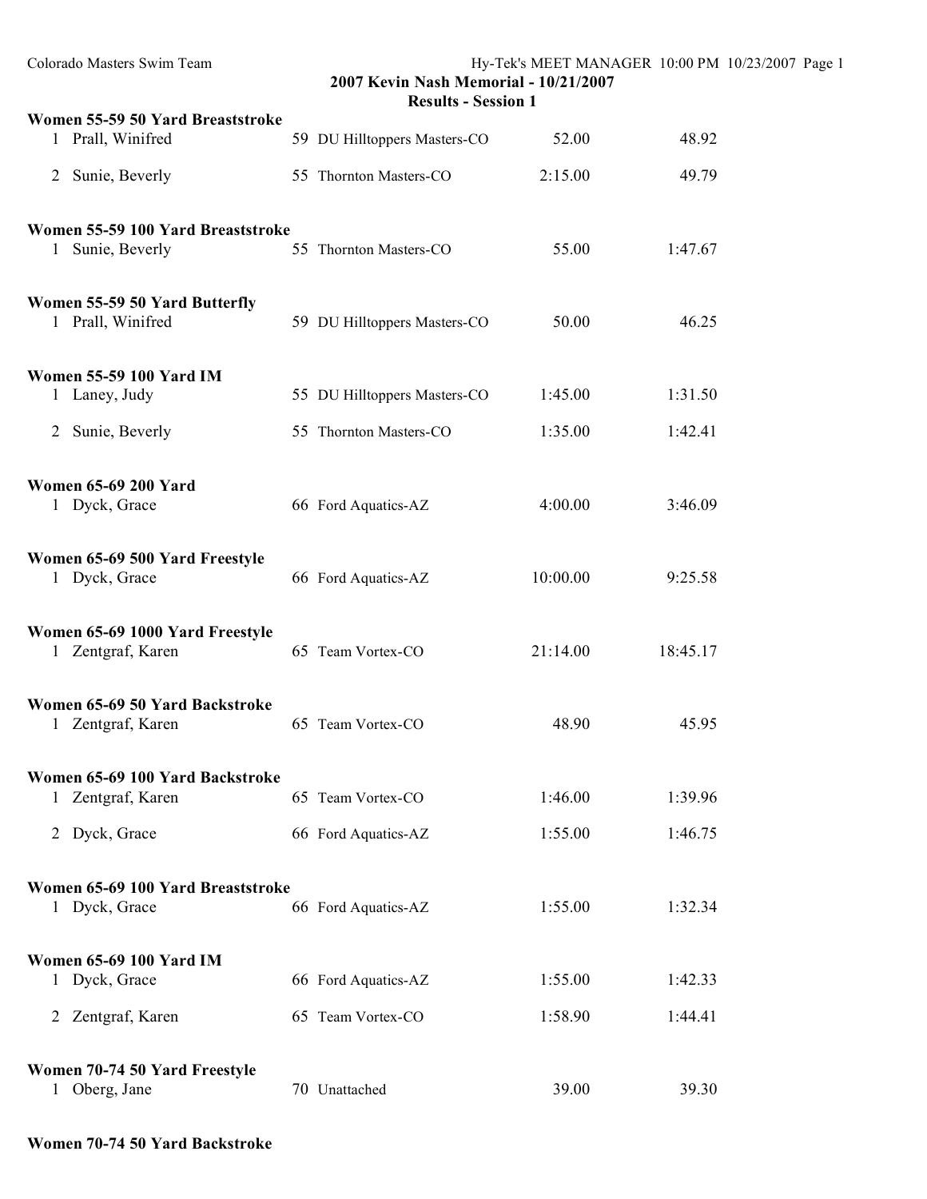**2007 Kevin Nash Memorial - 10/21/2007**

**Results - Session 1**

**Women 55-59 50 Yard Breaststroke**

| | Name | Age | Team | Seed | Finals |
|---|---|---|---|---|---|
| 1 | Prall, Winifred | 59 | DU Hilltoppers Masters-CO | 52.00 | 48.92 |
| 2 | Sunie, Beverly | 55 | Thornton Masters-CO | 2:15.00 | 49.79 |

**Women 55-59 100 Yard Breaststroke**

| | Name | Age | Team | Seed | Finals |
|---|---|---|---|---|---|
| 1 | Sunie, Beverly | 55 | Thornton Masters-CO | 55.00 | 1:47.67 |

**Women 55-59 50 Yard Butterfly**

| | Name | Age | Team | Seed | Finals |
|---|---|---|---|---|---|
| 1 | Prall, Winifred | 59 | DU Hilltoppers Masters-CO | 50.00 | 46.25 |

**Women 55-59 100 Yard IM**

| | Name | Age | Team | Seed | Finals |
|---|---|---|---|---|---|
| 1 | Laney, Judy | 55 | DU Hilltoppers Masters-CO | 1:45.00 | 1:31.50 |
| 2 | Sunie, Beverly | 55 | Thornton Masters-CO | 1:35.00 | 1:42.41 |

**Women 65-69 200 Yard**

| | Name | Age | Team | Seed | Finals |
|---|---|---|---|---|---|
| 1 | Dyck, Grace | 66 | Ford Aquatics-AZ | 4:00.00 | 3:46.09 |

**Women 65-69 500 Yard Freestyle**

| | Name | Age | Team | Seed | Finals |
|---|---|---|---|---|---|
| 1 | Dyck, Grace | 66 | Ford Aquatics-AZ | 10:00.00 | 9:25.58 |

**Women 65-69 1000 Yard Freestyle**

| | Name | Age | Team | Seed | Finals |
|---|---|---|---|---|---|
| 1 | Zentgraf, Karen | 65 | Team Vortex-CO | 21:14.00 | 18:45.17 |

**Women 65-69 50 Yard Backstroke**

| | Name | Age | Team | Seed | Finals |
|---|---|---|---|---|---|
| 1 | Zentgraf, Karen | 65 | Team Vortex-CO | 48.90 | 45.95 |

**Women 65-69 100 Yard Backstroke**

| | Name | Age | Team | Seed | Finals |
|---|---|---|---|---|---|
| 1 | Zentgraf, Karen | 65 | Team Vortex-CO | 1:46.00 | 1:39.96 |
| 2 | Dyck, Grace | 66 | Ford Aquatics-AZ | 1:55.00 | 1:46.75 |

**Women 65-69 100 Yard Breaststroke**

| | Name | Age | Team | Seed | Finals |
|---|---|---|---|---|---|
| 1 | Dyck, Grace | 66 | Ford Aquatics-AZ | 1:55.00 | 1:32.34 |

**Women 65-69 100 Yard IM**

| | Name | Age | Team | Seed | Finals |
|---|---|---|---|---|---|
| 1 | Dyck, Grace | 66 | Ford Aquatics-AZ | 1:55.00 | 1:42.33 |
| 2 | Zentgraf, Karen | 65 | Team Vortex-CO | 1:58.90 | 1:44.41 |

**Women 70-74 50 Yard Freestyle**

| | Name | Age | Team | Seed | Finals |
|---|---|---|---|---|---|
| 1 | Oberg, Jane | 70 | Unattached | 39.00 | 39.30 |

**Women 70-74 50 Yard Backstroke**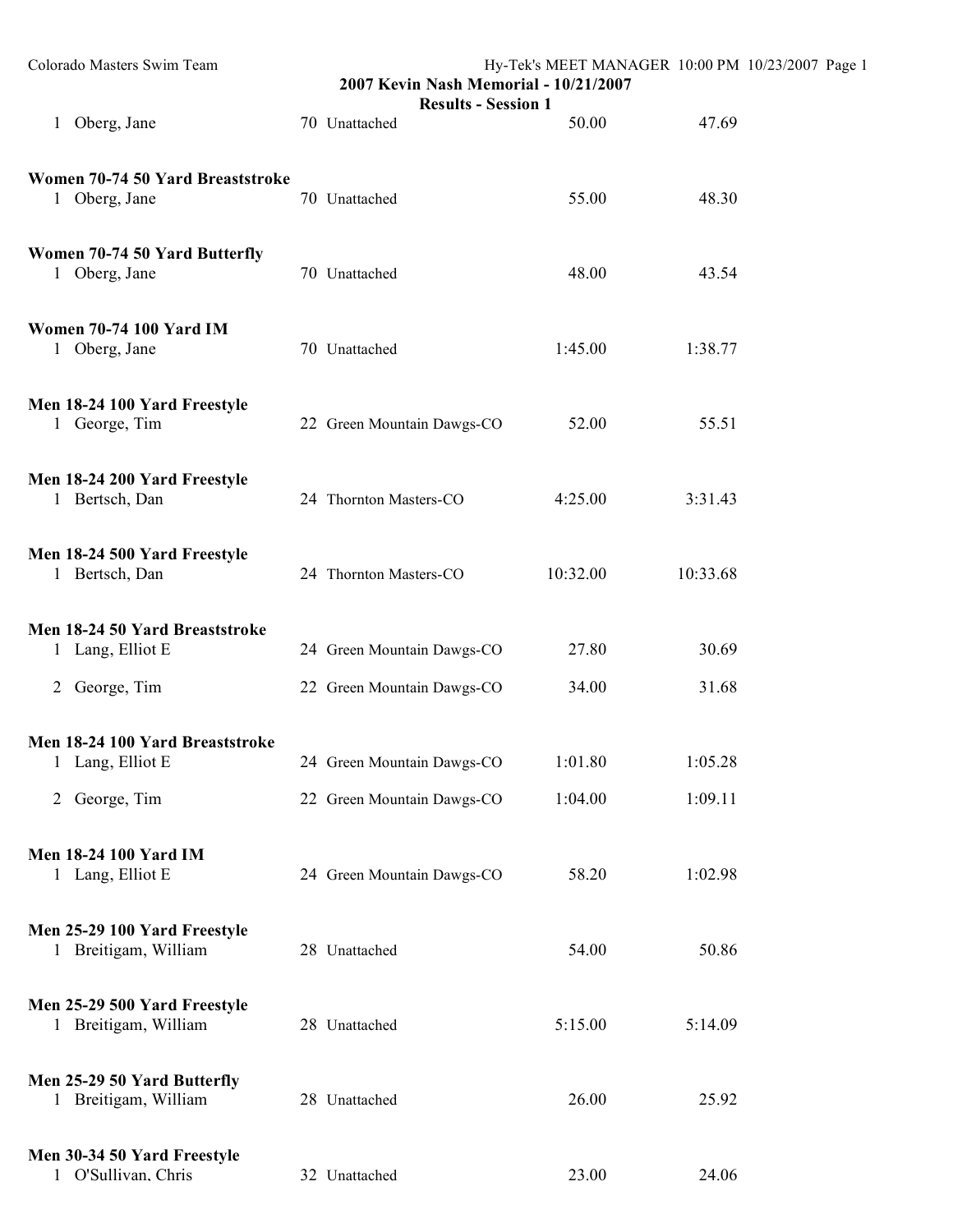**2007 Kevin Nash Memorial - 10/21/2007**

**Results - Session 1**

| | | | | | |
|---|---|---|---|---|---|
| 1 | Oberg, Jane | 70 | Unattached | 50.00 | 47.69 |

**Women 70-74 50 Yard Breaststroke**

| | | | | | |
|---|---|---|---|---|---|
| 1 | Oberg, Jane | 70 | Unattached | 55.00 | 48.30 |

**Women 70-74 50 Yard Butterfly**

| | | | | | |
|---|---|---|---|---|---|
| 1 | Oberg, Jane | 70 | Unattached | 48.00 | 43.54 |

**Women 70-74 100 Yard IM**

| | | | | | |
|---|---|---|---|---|---|
| 1 | Oberg, Jane | 70 | Unattached | 1:45.00 | 1:38.77 |

**Men 18-24 100 Yard Freestyle**

| | | | | | |
|---|---|---|---|---|---|
| 1 | George, Tim | 22 | Green Mountain Dawgs-CO | 52.00 | 55.51 |

**Men 18-24 200 Yard Freestyle**

| | | | | | |
|---|---|---|---|---|---|
| 1 | Bertsch, Dan | 24 | Thornton Masters-CO | 4:25.00 | 3:31.43 |

**Men 18-24 500 Yard Freestyle**

| | | | | | |
|---|---|---|---|---|---|
| 1 | Bertsch, Dan | 24 | Thornton Masters-CO | 10:32.00 | 10:33.68 |

**Men 18-24 50 Yard Breaststroke**

| | | | | | |
|---|---|---|---|---|---|
| 1 | Lang, Elliot E | 24 | Green Mountain Dawgs-CO | 27.80 | 30.69 |
| 2 | George, Tim | 22 | Green Mountain Dawgs-CO | 34.00 | 31.68 |

**Men 18-24 100 Yard Breaststroke**

| | | | | | |
|---|---|---|---|---|---|
| 1 | Lang, Elliot E | 24 | Green Mountain Dawgs-CO | 1:01.80 | 1:05.28 |
| 2 | George, Tim | 22 | Green Mountain Dawgs-CO | 1:04.00 | 1:09.11 |

**Men 18-24 100 Yard IM**

| | | | | | |
|---|---|---|---|---|---|
| 1 | Lang, Elliot E | 24 | Green Mountain Dawgs-CO | 58.20 | 1:02.98 |

**Men 25-29 100 Yard Freestyle**

| | | | | | |
|---|---|---|---|---|---|
| 1 | Breitigam, William | 28 | Unattached | 54.00 | 50.86 |

**Men 25-29 500 Yard Freestyle**

| | | | | | |
|---|---|---|---|---|---|
| 1 | Breitigam, William | 28 | Unattached | 5:15.00 | 5:14.09 |

**Men 25-29 50 Yard Butterfly**

| | | | | | |
|---|---|---|---|---|---|
| 1 | Breitigam, William | 28 | Unattached | 26.00 | 25.92 |

**Men 30-34 50 Yard Freestyle**

| | | | | | |
|---|---|---|---|---|---|
| 1 | O'Sullivan, Chris | 32 | Unattached | 23.00 | 24.06 |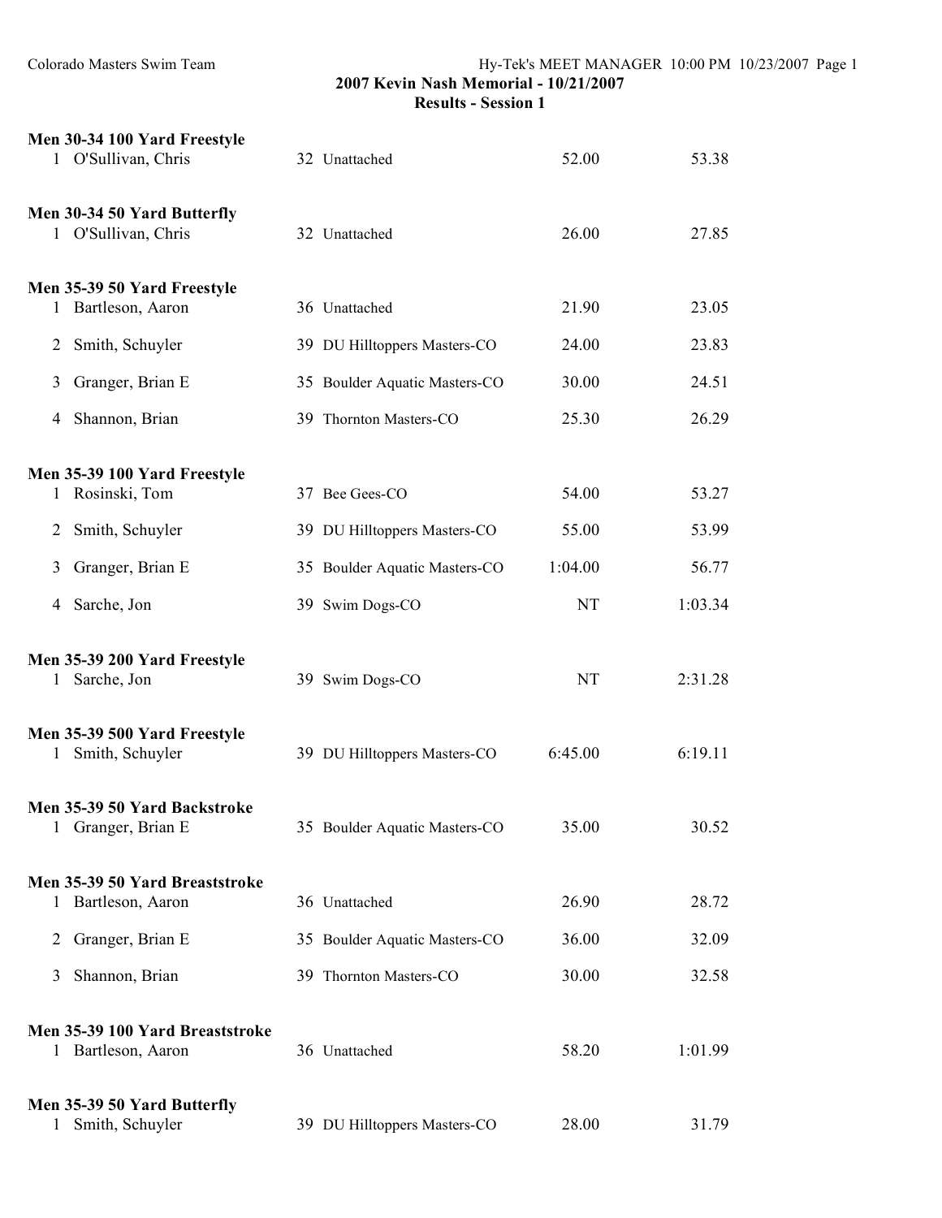Colorado Masters Swim Team

## 2007 Kevin Nash Memorial - 10/21/2007

### Results - Session 1

**Men 30-34 100 Yard Freestyle**

| Place | Name | Age | Team | Seed Time | Finals Time |
|---|---|---|---|---|---|
| 1 | O'Sullivan, Chris | 32 | Unattached | 52.00 | 53.38 |

**Men 30-34 50 Yard Butterfly**

| Place | Name | Age | Team | Seed Time | Finals Time |
|---|---|---|---|---|---|
| 1 | O'Sullivan, Chris | 32 | Unattached | 26.00 | 27.85 |

**Men 35-39 50 Yard Freestyle**

| Place | Name | Age | Team | Seed Time | Finals Time |
|---|---|---|---|---|---|
| 1 | Bartleson, Aaron | 36 | Unattached | 21.90 | 23.05 |
| 2 | Smith, Schuyler | 39 | DU Hilltoppers Masters-CO | 24.00 | 23.83 |
| 3 | Granger, Brian E | 35 | Boulder Aquatic Masters-CO | 30.00 | 24.51 |
| 4 | Shannon, Brian | 39 | Thornton Masters-CO | 25.30 | 26.29 |

**Men 35-39 100 Yard Freestyle**

| Place | Name | Age | Team | Seed Time | Finals Time |
|---|---|---|---|---|---|
| 1 | Rosinski, Tom | 37 | Bee Gees-CO | 54.00 | 53.27 |
| 2 | Smith, Schuyler | 39 | DU Hilltoppers Masters-CO | 55.00 | 53.99 |
| 3 | Granger, Brian E | 35 | Boulder Aquatic Masters-CO | 1:04.00 | 56.77 |
| 4 | Sarche, Jon | 39 | Swim Dogs-CO | NT | 1:03.34 |

**Men 35-39 200 Yard Freestyle**

| Place | Name | Age | Team | Seed Time | Finals Time |
|---|---|---|---|---|---|
| 1 | Sarche, Jon | 39 | Swim Dogs-CO | NT | 2:31.28 |

**Men 35-39 500 Yard Freestyle**

| Place | Name | Age | Team | Seed Time | Finals Time |
|---|---|---|---|---|---|
| 1 | Smith, Schuyler | 39 | DU Hilltoppers Masters-CO | 6:45.00 | 6:19.11 |

**Men 35-39 50 Yard Backstroke**

| Place | Name | Age | Team | Seed Time | Finals Time |
|---|---|---|---|---|---|
| 1 | Granger, Brian E | 35 | Boulder Aquatic Masters-CO | 35.00 | 30.52 |

**Men 35-39 50 Yard Breaststroke**

| Place | Name | Age | Team | Seed Time | Finals Time |
|---|---|---|---|---|---|
| 1 | Bartleson, Aaron | 36 | Unattached | 26.90 | 28.72 |
| 2 | Granger, Brian E | 35 | Boulder Aquatic Masters-CO | 36.00 | 32.09 |
| 3 | Shannon, Brian | 39 | Thornton Masters-CO | 30.00 | 32.58 |

**Men 35-39 100 Yard Breaststroke**

| Place | Name | Age | Team | Seed Time | Finals Time |
|---|---|---|---|---|---|
| 1 | Bartleson, Aaron | 36 | Unattached | 58.20 | 1:01.99 |

**Men 35-39 50 Yard Butterfly**

| Place | Name | Age | Team | Seed Time | Finals Time |
|---|---|---|---|---|---|
| 1 | Smith, Schuyler | 39 | DU Hilltoppers Masters-CO | 28.00 | 31.79 |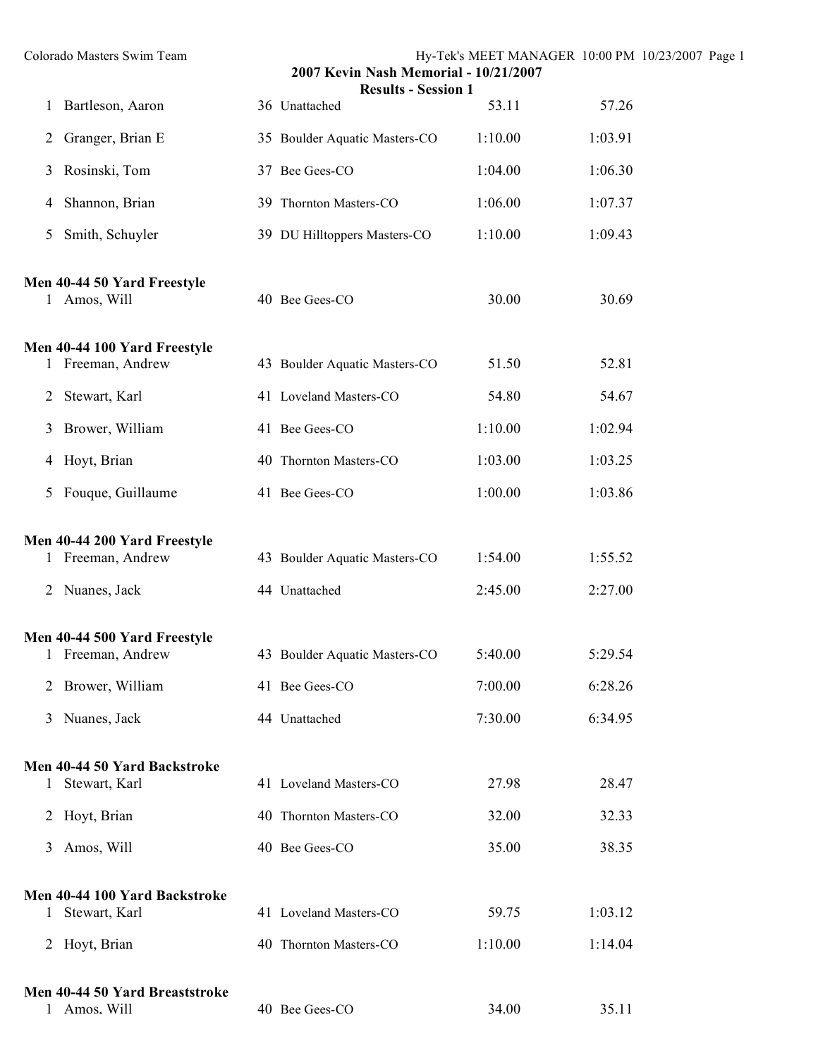## 2007 Kevin Nash Memorial - 10/21/2007

### Results - Session 1

| | Name | Age | Team | Seed Time | Finals Time |
|---|---|---|---|---|---|
| 1 | Bartleson, Aaron | 36 | Unattached | 53.11 | 57.26 |
| 2 | Granger, Brian E | 35 | Boulder Aquatic Masters-CO | 1:10.00 | 1:03.91 |
| 3 | Rosinski, Tom | 37 | Bee Gees-CO | 1:04.00 | 1:06.30 |
| 4 | Shannon, Brian | 39 | Thornton Masters-CO | 1:06.00 | 1:07.37 |
| 5 | Smith, Schuyler | 39 | DU Hilltoppers Masters-CO | 1:10.00 | 1:09.43 |

**Men 40-44 50 Yard Freestyle**

| | Name | Age | Team | Seed Time | Finals Time |
|---|---|---|---|---|---|
| 1 | Amos, Will | 40 | Bee Gees-CO | 30.00 | 30.69 |

**Men 40-44 100 Yard Freestyle**

| | Name | Age | Team | Seed Time | Finals Time |
|---|---|---|---|---|---|
| 1 | Freeman, Andrew | 43 | Boulder Aquatic Masters-CO | 51.50 | 52.81 |
| 2 | Stewart, Karl | 41 | Loveland Masters-CO | 54.80 | 54.67 |
| 3 | Brower, William | 41 | Bee Gees-CO | 1:10.00 | 1:02.94 |
| 4 | Hoyt, Brian | 40 | Thornton Masters-CO | 1:03.00 | 1:03.25 |
| 5 | Fouque, Guillaume | 41 | Bee Gees-CO | 1:00.00 | 1:03.86 |

**Men 40-44 200 Yard Freestyle**

| | Name | Age | Team | Seed Time | Finals Time |
|---|---|---|---|---|---|
| 1 | Freeman, Andrew | 43 | Boulder Aquatic Masters-CO | 1:54.00 | 1:55.52 |
| 2 | Nuanes, Jack | 44 | Unattached | 2:45.00 | 2:27.00 |

**Men 40-44 500 Yard Freestyle**

| | Name | Age | Team | Seed Time | Finals Time |
|---|---|---|---|---|---|
| 1 | Freeman, Andrew | 43 | Boulder Aquatic Masters-CO | 5:40.00 | 5:29.54 |
| 2 | Brower, William | 41 | Bee Gees-CO | 7:00.00 | 6:28.26 |
| 3 | Nuanes, Jack | 44 | Unattached | 7:30.00 | 6:34.95 |

**Men 40-44 50 Yard Backstroke**

| | Name | Age | Team | Seed Time | Finals Time |
|---|---|---|---|---|---|
| 1 | Stewart, Karl | 41 | Loveland Masters-CO | 27.98 | 28.47 |
| 2 | Hoyt, Brian | 40 | Thornton Masters-CO | 32.00 | 32.33 |
| 3 | Amos, Will | 40 | Bee Gees-CO | 35.00 | 38.35 |

**Men 40-44 100 Yard Backstroke**

| | Name | Age | Team | Seed Time | Finals Time |
|---|---|---|---|---|---|
| 1 | Stewart, Karl | 41 | Loveland Masters-CO | 59.75 | 1:03.12 |
| 2 | Hoyt, Brian | 40 | Thornton Masters-CO | 1:10.00 | 1:14.04 |

**Men 40-44 50 Yard Breaststroke**

| | Name | Age | Team | Seed Time | Finals Time |
|---|---|---|---|---|---|
| 1 | Amos, Will | 40 | Bee Gees-CO | 34.00 | 35.11 |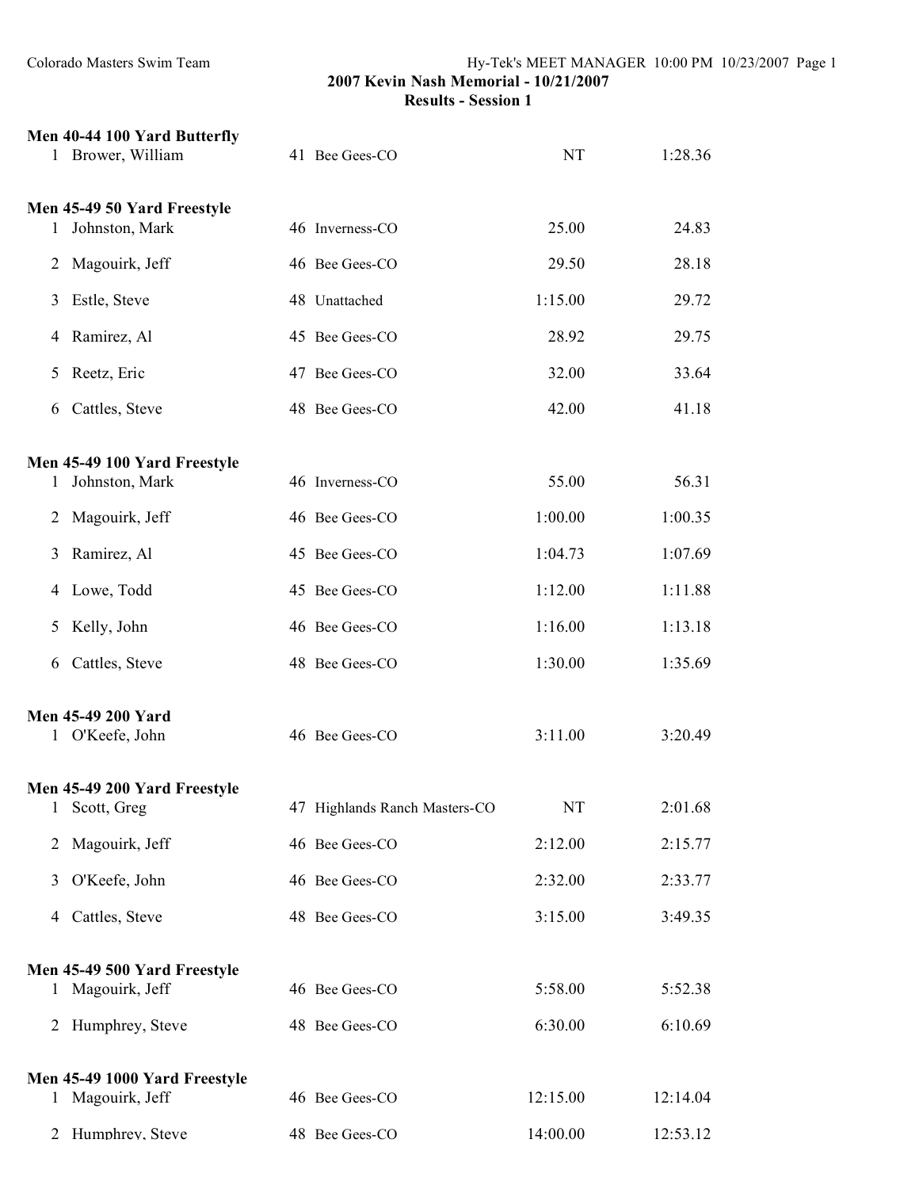**2007 Kevin Nash Memorial - 10/21/2007**
**Results - Session 1**

### Men 40-44 100 Yard Butterfly

| Place | Name | Age | Team | Seed Time | Finals Time |
|---|---|---|---|---|---|
| 1 | Brower, William | 41 | Bee Gees-CO | NT | 1:28.36 |

### Men 45-49 50 Yard Freestyle

| Place | Name | Age | Team | Seed Time | Finals Time |
|---|---|---|---|---|---|
| 1 | Johnston, Mark | 46 | Inverness-CO | 25.00 | 24.83 |
| 2 | Magouirk, Jeff | 46 | Bee Gees-CO | 29.50 | 28.18 |
| 3 | Estle, Steve | 48 | Unattached | 1:15.00 | 29.72 |
| 4 | Ramirez, Al | 45 | Bee Gees-CO | 28.92 | 29.75 |
| 5 | Reetz, Eric | 47 | Bee Gees-CO | 32.00 | 33.64 |
| 6 | Cattles, Steve | 48 | Bee Gees-CO | 42.00 | 41.18 |

### Men 45-49 100 Yard Freestyle

| Place | Name | Age | Team | Seed Time | Finals Time |
|---|---|---|---|---|---|
| 1 | Johnston, Mark | 46 | Inverness-CO | 55.00 | 56.31 |
| 2 | Magouirk, Jeff | 46 | Bee Gees-CO | 1:00.00 | 1:00.35 |
| 3 | Ramirez, Al | 45 | Bee Gees-CO | 1:04.73 | 1:07.69 |
| 4 | Lowe, Todd | 45 | Bee Gees-CO | 1:12.00 | 1:11.88 |
| 5 | Kelly, John | 46 | Bee Gees-CO | 1:16.00 | 1:13.18 |
| 6 | Cattles, Steve | 48 | Bee Gees-CO | 1:30.00 | 1:35.69 |

### Men 45-49 200 Yard

| Place | Name | Age | Team | Seed Time | Finals Time |
|---|---|---|---|---|---|
| 1 | O'Keefe, John | 46 | Bee Gees-CO | 3:11.00 | 3:20.49 |

### Men 45-49 200 Yard Freestyle

| Place | Name | Age | Team | Seed Time | Finals Time |
|---|---|---|---|---|---|
| 1 | Scott, Greg | 47 | Highlands Ranch Masters-CO | NT | 2:01.68 |
| 2 | Magouirk, Jeff | 46 | Bee Gees-CO | 2:12.00 | 2:15.77 |
| 3 | O'Keefe, John | 46 | Bee Gees-CO | 2:32.00 | 2:33.77 |
| 4 | Cattles, Steve | 48 | Bee Gees-CO | 3:15.00 | 3:49.35 |

### Men 45-49 500 Yard Freestyle

| Place | Name | Age | Team | Seed Time | Finals Time |
|---|---|---|---|---|---|
| 1 | Magouirk, Jeff | 46 | Bee Gees-CO | 5:58.00 | 5:52.38 |
| 2 | Humphrey, Steve | 48 | Bee Gees-CO | 6:30.00 | 6:10.69 |

### Men 45-49 1000 Yard Freestyle

| Place | Name | Age | Team | Seed Time | Finals Time |
|---|---|---|---|---|---|
| 1 | Magouirk, Jeff | 46 | Bee Gees-CO | 12:15.00 | 12:14.04 |
| 2 | Humphrey, Steve | 48 | Bee Gees-CO | 14:00.00 | 12:53.12 |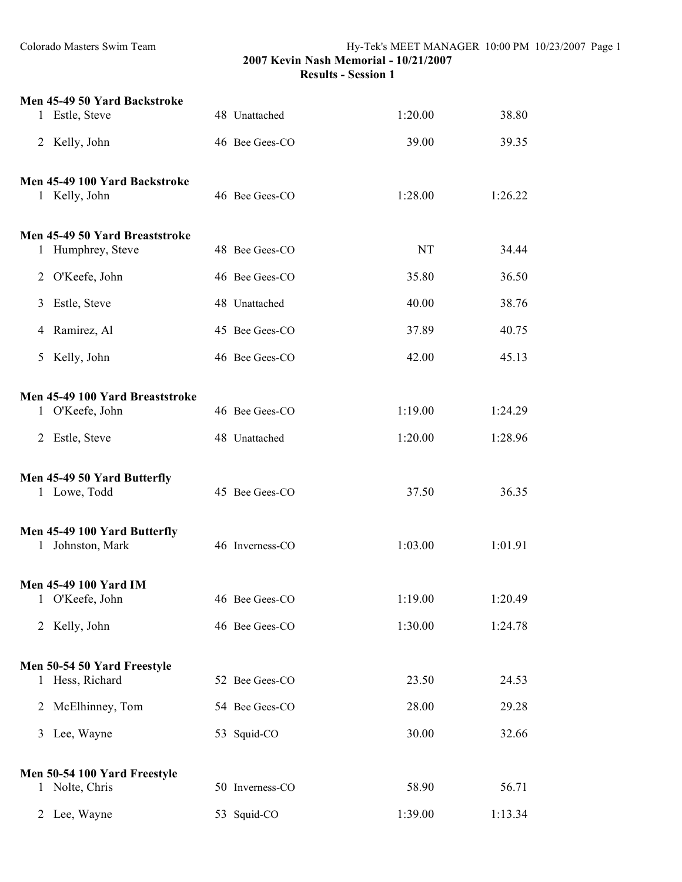**2007 Kevin Nash Memorial - 10/21/2007**
**Results - Session 1**

### Men 45-49 50 Yard Backstroke

| | Name | Age | Team | Seed Time | Finals Time |
|---|---|---|---|---|---|
| 1 | Estle, Steve | 48 | Unattached | 1:20.00 | 38.80 |
| 2 | Kelly, John | 46 | Bee Gees-CO | 39.00 | 39.35 |

### Men 45-49 100 Yard Backstroke

| | Name | Age | Team | Seed Time | Finals Time |
|---|---|---|---|---|---|
| 1 | Kelly, John | 46 | Bee Gees-CO | 1:28.00 | 1:26.22 |

### Men 45-49 50 Yard Breaststroke

| | Name | Age | Team | Seed Time | Finals Time |
|---|---|---|---|---|---|
| 1 | Humphrey, Steve | 48 | Bee Gees-CO | NT | 34.44 |
| 2 | O'Keefe, John | 46 | Bee Gees-CO | 35.80 | 36.50 |
| 3 | Estle, Steve | 48 | Unattached | 40.00 | 38.76 |
| 4 | Ramirez, Al | 45 | Bee Gees-CO | 37.89 | 40.75 |
| 5 | Kelly, John | 46 | Bee Gees-CO | 42.00 | 45.13 |

### Men 45-49 100 Yard Breaststroke

| | Name | Age | Team | Seed Time | Finals Time |
|---|---|---|---|---|---|
| 1 | O'Keefe, John | 46 | Bee Gees-CO | 1:19.00 | 1:24.29 |
| 2 | Estle, Steve | 48 | Unattached | 1:20.00 | 1:28.96 |

### Men 45-49 50 Yard Butterfly

| | Name | Age | Team | Seed Time | Finals Time |
|---|---|---|---|---|---|
| 1 | Lowe, Todd | 45 | Bee Gees-CO | 37.50 | 36.35 |

### Men 45-49 100 Yard Butterfly

| | Name | Age | Team | Seed Time | Finals Time |
|---|---|---|---|---|---|
| 1 | Johnston, Mark | 46 | Inverness-CO | 1:03.00 | 1:01.91 |

### Men 45-49 100 Yard IM

| | Name | Age | Team | Seed Time | Finals Time |
|---|---|---|---|---|---|
| 1 | O'Keefe, John | 46 | Bee Gees-CO | 1:19.00 | 1:20.49 |
| 2 | Kelly, John | 46 | Bee Gees-CO | 1:30.00 | 1:24.78 |

### Men 50-54 50 Yard Freestyle

| | Name | Age | Team | Seed Time | Finals Time |
|---|---|---|---|---|---|
| 1 | Hess, Richard | 52 | Bee Gees-CO | 23.50 | 24.53 |
| 2 | McElhinney, Tom | 54 | Bee Gees-CO | 28.00 | 29.28 |
| 3 | Lee, Wayne | 53 | Squid-CO | 30.00 | 32.66 |

### Men 50-54 100 Yard Freestyle

| | Name | Age | Team | Seed Time | Finals Time |
|---|---|---|---|---|---|
| 1 | Nolte, Chris | 50 | Inverness-CO | 58.90 | 56.71 |
| 2 | Lee, Wayne | 53 | Squid-CO | 1:39.00 | 1:13.34 |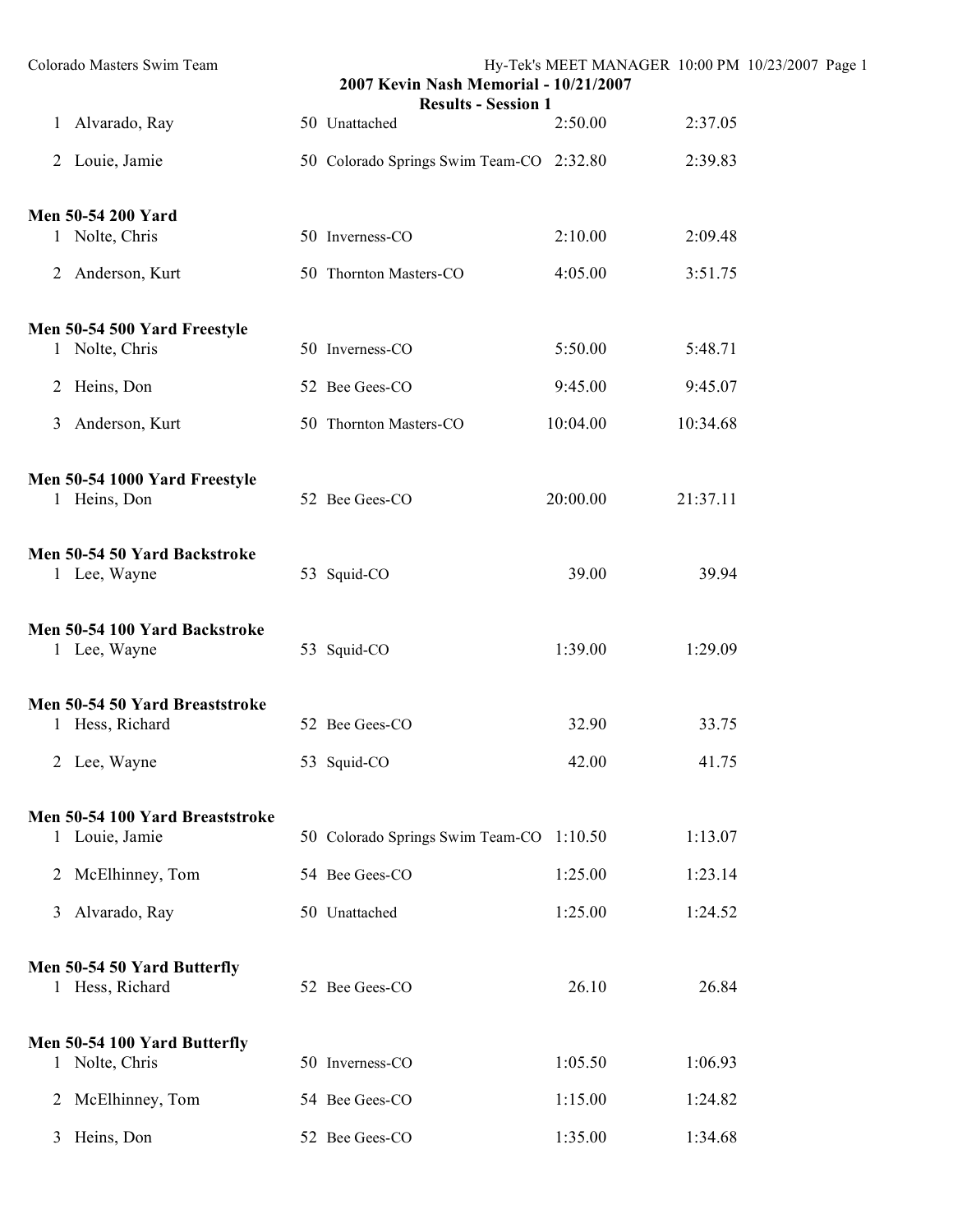2007 Kevin Nash Memorial - 10/21/2007

Results - Session 1

| | Name | Age | Team | Seed Time | Finals Time |
|---|---|---|---|---|---|
| 1 | Alvarado, Ray | 50 | Unattached | 2:50.00 | 2:37.05 |
| 2 | Louie, Jamie | 50 | Colorado Springs Swim Team-CO | 2:32.80 | 2:39.83 |

**Men 50-54 200 Yard**

| | Name | Age | Team | Seed Time | Finals Time |
|---|---|---|---|---|---|
| 1 | Nolte, Chris | 50 | Inverness-CO | 2:10.00 | 2:09.48 |
| 2 | Anderson, Kurt | 50 | Thornton Masters-CO | 4:05.00 | 3:51.75 |

**Men 50-54 500 Yard Freestyle**

| | Name | Age | Team | Seed Time | Finals Time |
|---|---|---|---|---|---|
| 1 | Nolte, Chris | 50 | Inverness-CO | 5:50.00 | 5:48.71 |
| 2 | Heins, Don | 52 | Bee Gees-CO | 9:45.00 | 9:45.07 |
| 3 | Anderson, Kurt | 50 | Thornton Masters-CO | 10:04.00 | 10:34.68 |

**Men 50-54 1000 Yard Freestyle**

| | Name | Age | Team | Seed Time | Finals Time |
|---|---|---|---|---|---|
| 1 | Heins, Don | 52 | Bee Gees-CO | 20:00.00 | 21:37.11 |

**Men 50-54 50 Yard Backstroke**

| | Name | Age | Team | Seed Time | Finals Time |
|---|---|---|---|---|---|
| 1 | Lee, Wayne | 53 | Squid-CO | 39.00 | 39.94 |

**Men 50-54 100 Yard Backstroke**

| | Name | Age | Team | Seed Time | Finals Time |
|---|---|---|---|---|---|
| 1 | Lee, Wayne | 53 | Squid-CO | 1:39.00 | 1:29.09 |

**Men 50-54 50 Yard Breaststroke**

| | Name | Age | Team | Seed Time | Finals Time |
|---|---|---|---|---|---|
| 1 | Hess, Richard | 52 | Bee Gees-CO | 32.90 | 33.75 |
| 2 | Lee, Wayne | 53 | Squid-CO | 42.00 | 41.75 |

**Men 50-54 100 Yard Breaststroke**

| | Name | Age | Team | Seed Time | Finals Time |
|---|---|---|---|---|---|
| 1 | Louie, Jamie | 50 | Colorado Springs Swim Team-CO | 1:10.50 | 1:13.07 |
| 2 | McElhinney, Tom | 54 | Bee Gees-CO | 1:25.00 | 1:23.14 |
| 3 | Alvarado, Ray | 50 | Unattached | 1:25.00 | 1:24.52 |

**Men 50-54 50 Yard Butterfly**

| | Name | Age | Team | Seed Time | Finals Time |
|---|---|---|---|---|---|
| 1 | Hess, Richard | 52 | Bee Gees-CO | 26.10 | 26.84 |

**Men 50-54 100 Yard Butterfly**

| | Name | Age | Team | Seed Time | Finals Time |
|---|---|---|---|---|---|
| 1 | Nolte, Chris | 50 | Inverness-CO | 1:05.50 | 1:06.93 |
| 2 | McElhinney, Tom | 54 | Bee Gees-CO | 1:15.00 | 1:24.82 |
| 3 | Heins, Don | 52 | Bee Gees-CO | 1:35.00 | 1:34.68 |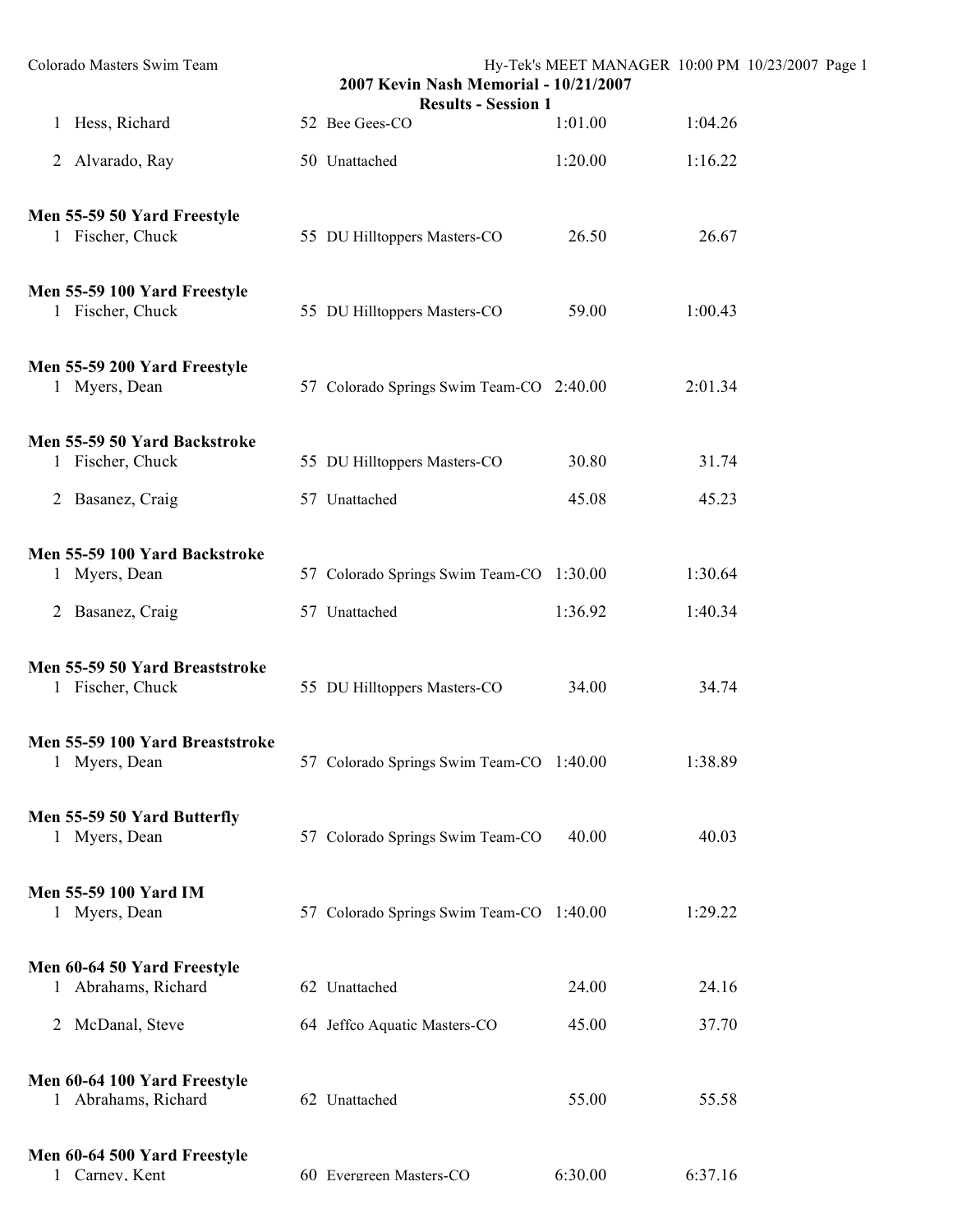## 2007 Kevin Nash Memorial - 10/21/2007

### Results - Session 1

| | Name | Age | Team | Seed Time | Finals Time |
|---|---|---|---|---|---|
| 1 | Hess, Richard | 52 | Bee Gees-CO | 1:01.00 | 1:04.26 |
| 2 | Alvarado, Ray | 50 | Unattached | 1:20.00 | 1:16.22 |

**Men 55-59 50 Yard Freestyle**

| | Name | Age | Team | Seed Time | Finals Time |
|---|---|---|---|---|---|
| 1 | Fischer, Chuck | 55 | DU Hilltoppers Masters-CO | 26.50 | 26.67 |

**Men 55-59 100 Yard Freestyle**

| | Name | Age | Team | Seed Time | Finals Time |
|---|---|---|---|---|---|
| 1 | Fischer, Chuck | 55 | DU Hilltoppers Masters-CO | 59.00 | 1:00.43 |

**Men 55-59 200 Yard Freestyle**

| | Name | Age | Team | Seed Time | Finals Time |
|---|---|---|---|---|---|
| 1 | Myers, Dean | 57 | Colorado Springs Swim Team-CO | 2:40.00 | 2:01.34 |

**Men 55-59 50 Yard Backstroke**

| | Name | Age | Team | Seed Time | Finals Time |
|---|---|---|---|---|---|
| 1 | Fischer, Chuck | 55 | DU Hilltoppers Masters-CO | 30.80 | 31.74 |
| 2 | Basanez, Craig | 57 | Unattached | 45.08 | 45.23 |

**Men 55-59 100 Yard Backstroke**

| | Name | Age | Team | Seed Time | Finals Time |
|---|---|---|---|---|---|
| 1 | Myers, Dean | 57 | Colorado Springs Swim Team-CO | 1:30.00 | 1:30.64 |
| 2 | Basanez, Craig | 57 | Unattached | 1:36.92 | 1:40.34 |

**Men 55-59 50 Yard Breaststroke**

| | Name | Age | Team | Seed Time | Finals Time |
|---|---|---|---|---|---|
| 1 | Fischer, Chuck | 55 | DU Hilltoppers Masters-CO | 34.00 | 34.74 |

**Men 55-59 100 Yard Breaststroke**

| | Name | Age | Team | Seed Time | Finals Time |
|---|---|---|---|---|---|
| 1 | Myers, Dean | 57 | Colorado Springs Swim Team-CO | 1:40.00 | 1:38.89 |

**Men 55-59 50 Yard Butterfly**

| | Name | Age | Team | Seed Time | Finals Time |
|---|---|---|---|---|---|
| 1 | Myers, Dean | 57 | Colorado Springs Swim Team-CO | 40.00 | 40.03 |

**Men 55-59 100 Yard IM**

| | Name | Age | Team | Seed Time | Finals Time |
|---|---|---|---|---|---|
| 1 | Myers, Dean | 57 | Colorado Springs Swim Team-CO | 1:40.00 | 1:29.22 |

**Men 60-64 50 Yard Freestyle**

| | Name | Age | Team | Seed Time | Finals Time |
|---|---|---|---|---|---|
| 1 | Abrahams, Richard | 62 | Unattached | 24.00 | 24.16 |
| 2 | McDanal, Steve | 64 | Jeffco Aquatic Masters-CO | 45.00 | 37.70 |

**Men 60-64 100 Yard Freestyle**

| | Name | Age | Team | Seed Time | Finals Time |
|---|---|---|---|---|---|
| 1 | Abrahams, Richard | 62 | Unattached | 55.00 | 55.58 |

**Men 60-64 500 Yard Freestyle**

| | Name | Age | Team | Seed Time | Finals Time |
|---|---|---|---|---|---|
| 1 | Carney, Kent | 60 | Evergreen Masters-CO | 6:30.00 | 6:37.16 |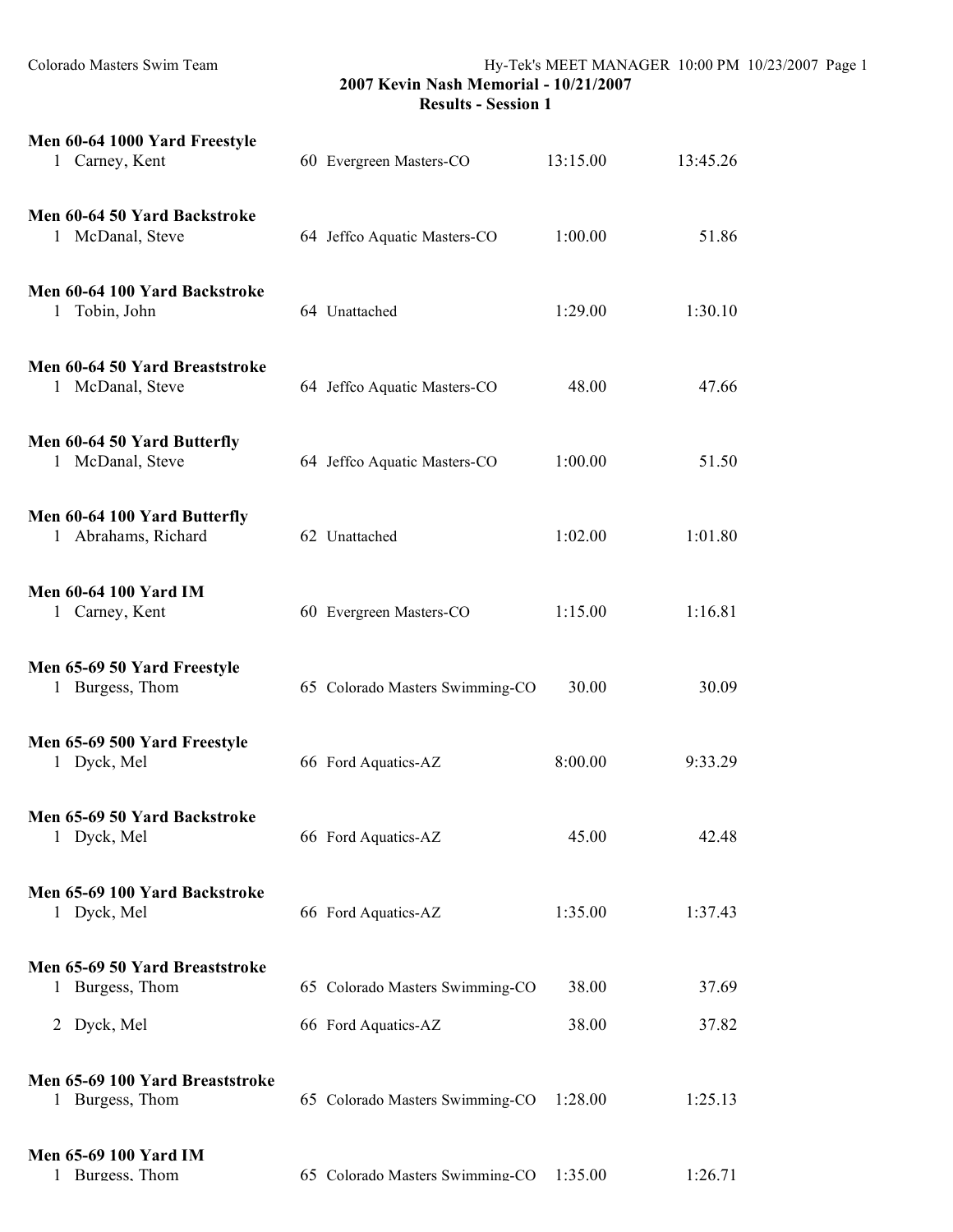**2007 Kevin Nash Memorial - 10/21/2007**
**Results - Session 1**

**Men 60-64 1000 Yard Freestyle**

| | Name | Age | Team | Seed | Finals |
|---|---|---|---|---|---|
| 1 | Carney, Kent | 60 | Evergreen Masters-CO | 13:15.00 | 13:45.26 |

**Men 60-64 50 Yard Backstroke**

| | Name | Age | Team | Seed | Finals |
|---|---|---|---|---|---|
| 1 | McDanal, Steve | 64 | Jeffco Aquatic Masters-CO | 1:00.00 | 51.86 |

**Men 60-64 100 Yard Backstroke**

| | Name | Age | Team | Seed | Finals |
|---|---|---|---|---|---|
| 1 | Tobin, John | 64 | Unattached | 1:29.00 | 1:30.10 |

**Men 60-64 50 Yard Breaststroke**

| | Name | Age | Team | Seed | Finals |
|---|---|---|---|---|---|
| 1 | McDanal, Steve | 64 | Jeffco Aquatic Masters-CO | 48.00 | 47.66 |

**Men 60-64 50 Yard Butterfly**

| | Name | Age | Team | Seed | Finals |
|---|---|---|---|---|---|
| 1 | McDanal, Steve | 64 | Jeffco Aquatic Masters-CO | 1:00.00 | 51.50 |

**Men 60-64 100 Yard Butterfly**

| | Name | Age | Team | Seed | Finals |
|---|---|---|---|---|---|
| 1 | Abrahams, Richard | 62 | Unattached | 1:02.00 | 1:01.80 |

**Men 60-64 100 Yard IM**

| | Name | Age | Team | Seed | Finals |
|---|---|---|---|---|---|
| 1 | Carney, Kent | 60 | Evergreen Masters-CO | 1:15.00 | 1:16.81 |

**Men 65-69 50 Yard Freestyle**

| | Name | Age | Team | Seed | Finals |
|---|---|---|---|---|---|
| 1 | Burgess, Thom | 65 | Colorado Masters Swimming-CO | 30.00 | 30.09 |

**Men 65-69 500 Yard Freestyle**

| | Name | Age | Team | Seed | Finals |
|---|---|---|---|---|---|
| 1 | Dyck, Mel | 66 | Ford Aquatics-AZ | 8:00.00 | 9:33.29 |

**Men 65-69 50 Yard Backstroke**

| | Name | Age | Team | Seed | Finals |
|---|---|---|---|---|---|
| 1 | Dyck, Mel | 66 | Ford Aquatics-AZ | 45.00 | 42.48 |

**Men 65-69 100 Yard Backstroke**

| | Name | Age | Team | Seed | Finals |
|---|---|---|---|---|---|
| 1 | Dyck, Mel | 66 | Ford Aquatics-AZ | 1:35.00 | 1:37.43 |

**Men 65-69 50 Yard Breaststroke**

| | Name | Age | Team | Seed | Finals |
|---|---|---|---|---|---|
| 1 | Burgess, Thom | 65 | Colorado Masters Swimming-CO | 38.00 | 37.69 |
| 2 | Dyck, Mel | 66 | Ford Aquatics-AZ | 38.00 | 37.82 |

**Men 65-69 100 Yard Breaststroke**

| | Name | Age | Team | Seed | Finals |
|---|---|---|---|---|---|
| 1 | Burgess, Thom | 65 | Colorado Masters Swimming-CO | 1:28.00 | 1:25.13 |

**Men 65-69 100 Yard IM**

| | Name | Age | Team | Seed | Finals |
|---|---|---|---|---|---|
| 1 | Burgess, Thom | 65 | Colorado Masters Swimming-CO | 1:35.00 | 1:26.71 |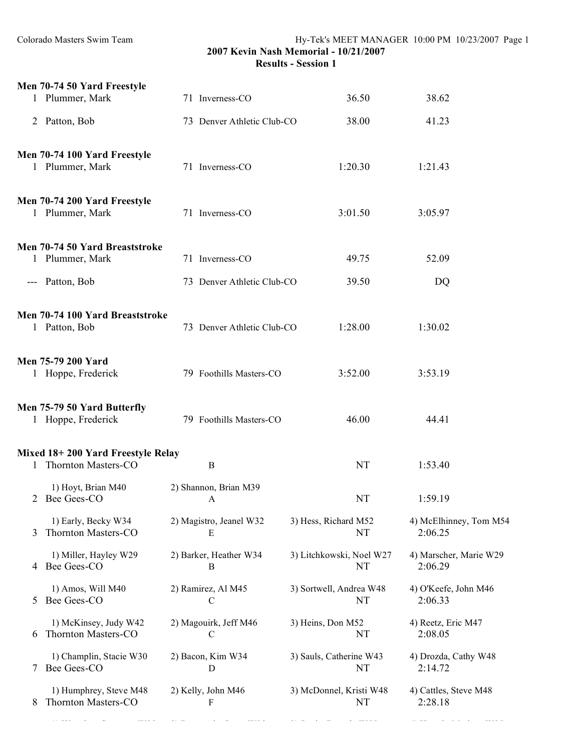**2007 Kevin Nash Memorial - 10/21/2007**
**Results - Session 1**

**Men 70-74 50 Yard Freestyle**

| | Name | Age | Team | Seed Time | Finals Time |
|---|---|---|---|---|---|
| 1 | Plummer, Mark | 71 | Inverness-CO | 36.50 | 38.62 |
| 2 | Patton, Bob | 73 | Denver Athletic Club-CO | 38.00 | 41.23 |

**Men 70-74 100 Yard Freestyle**

| | Name | Age | Team | Seed Time | Finals Time |
|---|---|---|---|---|---|
| 1 | Plummer, Mark | 71 | Inverness-CO | 1:20.30 | 1:21.43 |

**Men 70-74 200 Yard Freestyle**

| | Name | Age | Team | Seed Time | Finals Time |
|---|---|---|---|---|---|
| 1 | Plummer, Mark | 71 | Inverness-CO | 3:01.50 | 3:05.97 |

**Men 70-74 50 Yard Breaststroke**

| | Name | Age | Team | Seed Time | Finals Time |
|---|---|---|---|---|---|
| 1 | Plummer, Mark | 71 | Inverness-CO | 49.75 | 52.09 |
| --- | Patton, Bob | 73 | Denver Athletic Club-CO | 39.50 | DQ |

**Men 70-74 100 Yard Breaststroke**

| | Name | Age | Team | Seed Time | Finals Time |
|---|---|---|---|---|---|
| 1 | Patton, Bob | 73 | Denver Athletic Club-CO | 1:28.00 | 1:30.02 |

**Men 75-79 200 Yard**

| | Name | Age | Team | Seed Time | Finals Time |
|---|---|---|---|---|---|
| 1 | Hoppe, Frederick | 79 | Foothills Masters-CO | 3:52.00 | 3:53.19 |

**Men 75-79 50 Yard Butterfly**

| | Name | Age | Team | Seed Time | Finals Time |
|---|---|---|---|---|---|
| 1 | Hoppe, Frederick | 79 | Foothills Masters-CO | 46.00 | 44.41 |

**Mixed 18+ 200 Yard Freestyle Relay**

| | Team | Relay | Seed Time | Finals Time |
|---|---|---|---|---|
| 1 | Thornton Masters-CO | B | NT | 1:53.40 |
| | 1) Hoyt, Brian M40 | 2) Shannon, Brian M39 | | |
| 2 | Bee Gees-CO | A | NT | 1:59.19 |
| | 1) Early, Becky W34 | 2) Magistro, Jeanel W32 | 3) Hess, Richard M52 | 4) McElhinney, Tom M54 |
| 3 | Thornton Masters-CO | E | NT | 2:06.25 |
| | 1) Miller, Hayley W29 | 2) Barker, Heather W34 | 3) Litchkowski, Noel W27 | 4) Marscher, Marie W29 |
| 4 | Bee Gees-CO | B | NT | 2:06.29 |
| | 1) Amos, Will M40 | 2) Ramirez, Al M45 | 3) Sortwell, Andrea W48 | 4) O'Keefe, John M46 |
| 5 | Bee Gees-CO | C | NT | 2:06.33 |
| | 1) McKinsey, Judy W42 | 2) Magouirk, Jeff M46 | 3) Heins, Don M52 | 4) Reetz, Eric M47 |
| 6 | Thornton Masters-CO | C | NT | 2:08.05 |
| | 1) Champlin, Stacie W30 | 2) Bacon, Kim W34 | 3) Sauls, Catherine W43 | 4) Drozda, Cathy W48 |
| 7 | Bee Gees-CO | D | NT | 2:14.72 |
| | 1) Humphrey, Steve M48 | 2) Kelly, John M46 | 3) McDonnel, Kristi W48 | 4) Cattles, Steve M48 |
| 8 | Thornton Masters-CO | F | NT | 2:28.18 |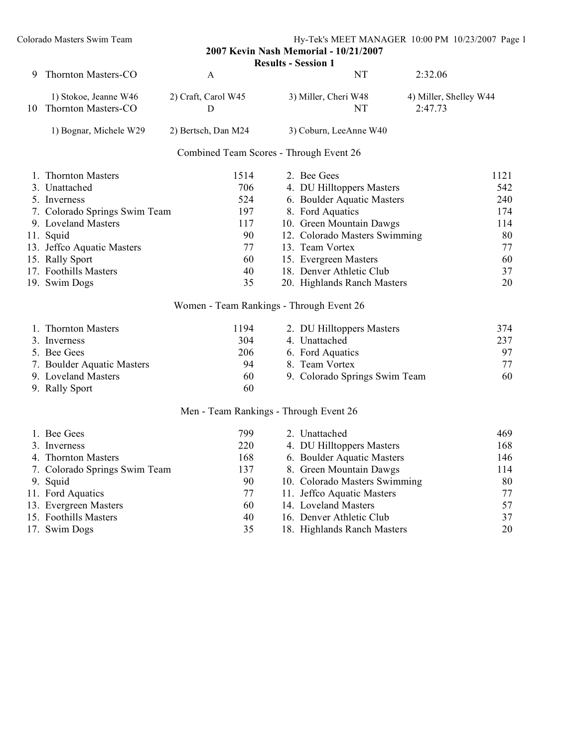## 2007 Kevin Nash Memorial - 10/21/2007

### Results - Session 1

| | | | | |
|---|---|---|---|---|
| 9 | Thornton Masters-CO | A | NT | 2:32.06 |
| | 1) Stokoe, Jeanne W46 | 2) Craft, Carol W45 | 3) Miller, Cheri W48 | 4) Miller, Shelley W44 |
| 10 | Thornton Masters-CO | D | NT | 2:47.73 |
| | 1) Bognar, Michele W29 | 2) Bertsch, Dan M24 | 3) Coburn, LeeAnne W40 | |

### Combined Team Scores - Through Event 26

| | | | | | |
|---|---|---|---|---|---|
| 1. | Thornton Masters | 1514 | 2. | Bee Gees | 1121 |
| 3. | Unattached | 706 | 4. | DU Hilltoppers Masters | 542 |
| 5. | Inverness | 524 | 6. | Boulder Aquatic Masters | 240 |
| 7. | Colorado Springs Swim Team | 197 | 8. | Ford Aquatics | 174 |
| 9. | Loveland Masters | 117 | 10. | Green Mountain Dawgs | 114 |
| 11. | Squid | 90 | 12. | Colorado Masters Swimming | 80 |
| 13. | Jeffco Aquatic Masters | 77 | 13. | Team Vortex | 77 |
| 15. | Rally Sport | 60 | 15. | Evergreen Masters | 60 |
| 17. | Foothills Masters | 40 | 18. | Denver Athletic Club | 37 |
| 19. | Swim Dogs | 35 | 20. | Highlands Ranch Masters | 20 |

### Women - Team Rankings - Through Event 26

| | | | | | |
|---|---|---|---|---|---|
| 1. | Thornton Masters | 1194 | 2. | DU Hilltoppers Masters | 374 |
| 3. | Inverness | 304 | 4. | Unattached | 237 |
| 5. | Bee Gees | 206 | 6. | Ford Aquatics | 97 |
| 7. | Boulder Aquatic Masters | 94 | 8. | Team Vortex | 77 |
| 9. | Loveland Masters | 60 | 9. | Colorado Springs Swim Team | 60 |
| 9. | Rally Sport | 60 | | | |

### Men - Team Rankings - Through Event 26

| | | | | | |
|---|---|---|---|---|---|
| 1. | Bee Gees | 799 | 2. | Unattached | 469 |
| 3. | Inverness | 220 | 4. | DU Hilltoppers Masters | 168 |
| 4. | Thornton Masters | 168 | 6. | Boulder Aquatic Masters | 146 |
| 7. | Colorado Springs Swim Team | 137 | 8. | Green Mountain Dawgs | 114 |
| 9. | Squid | 90 | 10. | Colorado Masters Swimming | 80 |
| 11. | Ford Aquatics | 77 | 11. | Jeffco Aquatic Masters | 77 |
| 13. | Evergreen Masters | 60 | 14. | Loveland Masters | 57 |
| 15. | Foothills Masters | 40 | 16. | Denver Athletic Club | 37 |
| 17. | Swim Dogs | 35 | 18. | Highlands Ranch Masters | 20 |